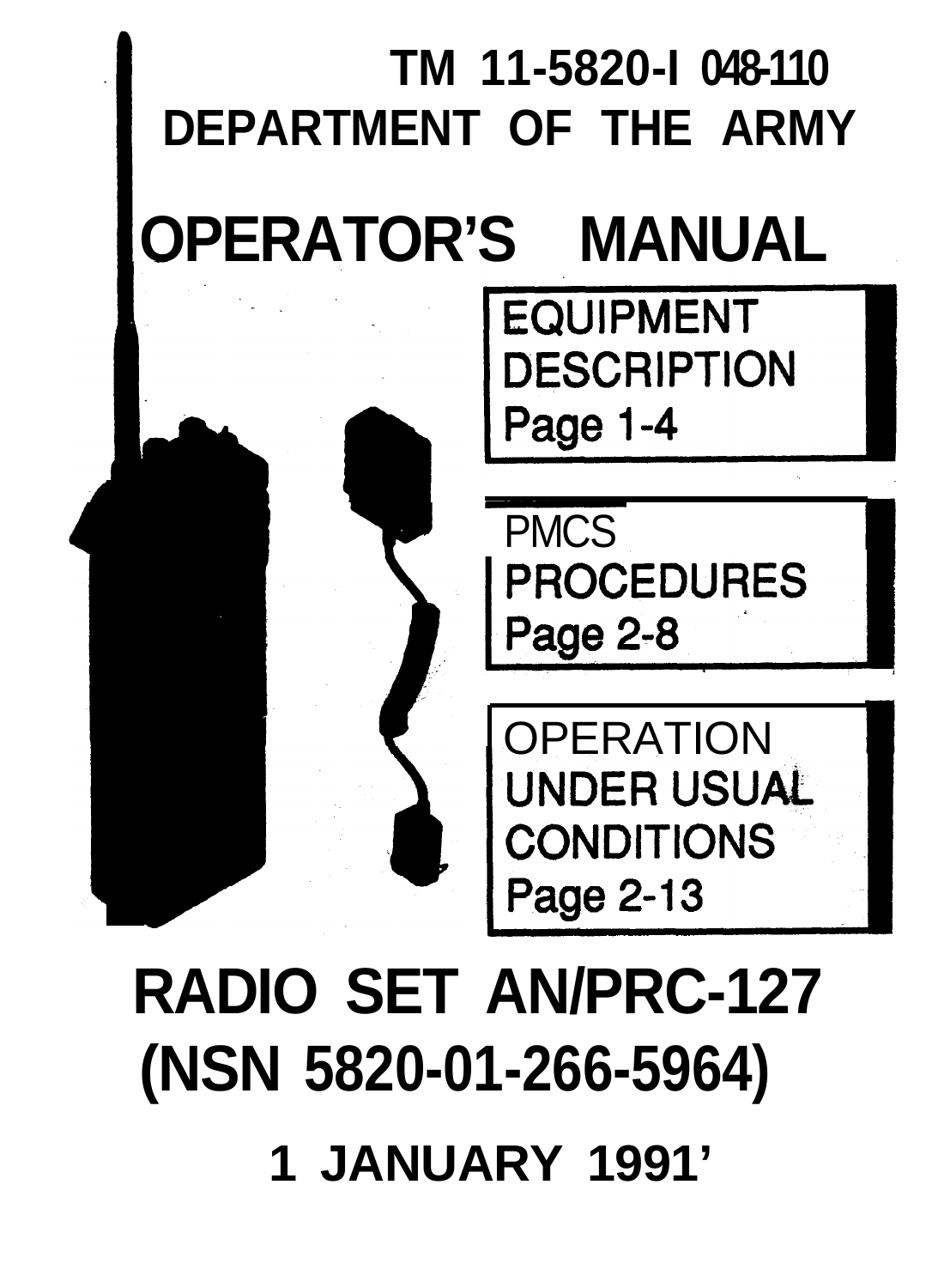**TM 11-5820-1048-10**

**DEPARTMENT OF THE ARMY**

# OPERATOR'S MANUAL

**EQUIPMENT DESCRIPTION**
**Page 1-4**

**PMCS PROCEDURES**
**Page 2-8**

**OPERATION UNDER USUAL CONDITIONS**
**Page 2-13**

# RADIO SET AN/PRC-127

# (NSN 5820-01-266-5964)

**1 JANUARY 1991**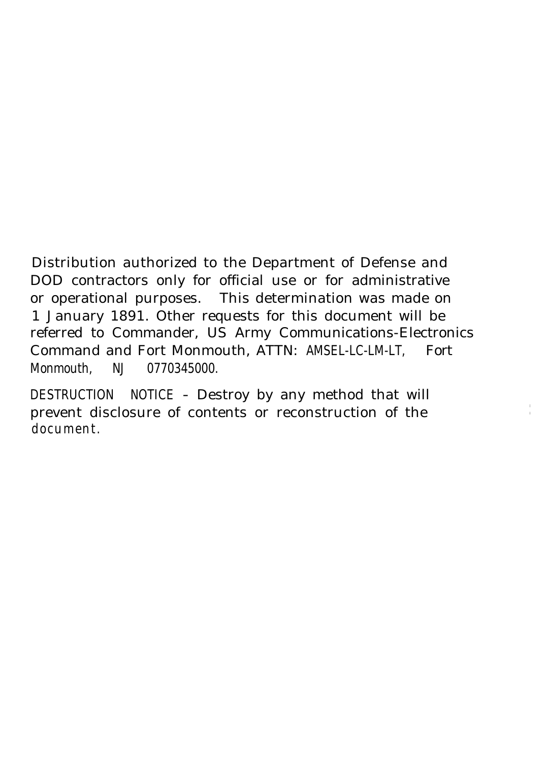Distribution authorized to the Department of Defense and DOD contractors only for official use or for administrative or operational purposes. This determination was made on 1 January 1891. Other requests for this document will be referred to Commander, US Army Communications-Electronics Command and Fort Monmouth, ATTN: AMSEL-LC-LM-LT, Fort Monmouth, NJ 0770345000.

DESTRUCTION NOTICE - Destroy by any method that will prevent disclosure of contents or reconstruction of the document.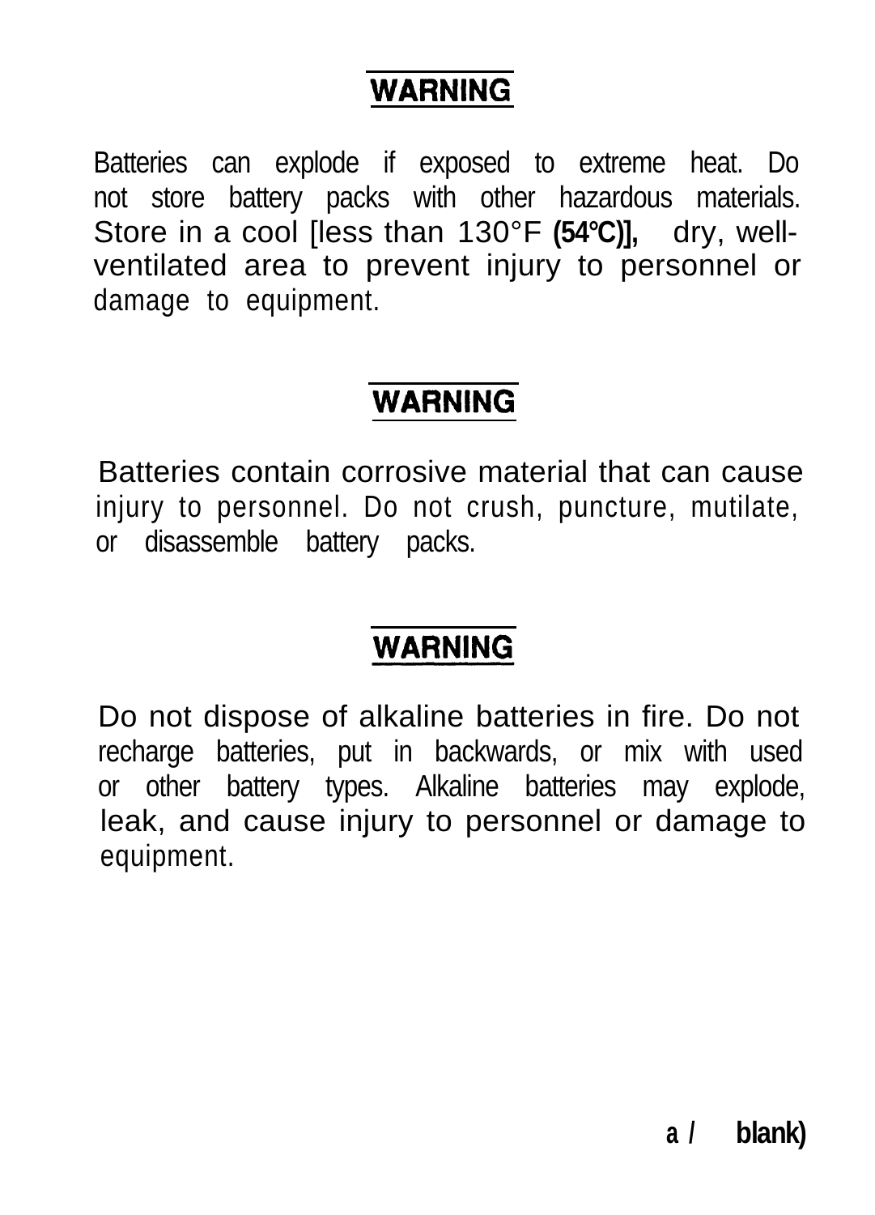## WARNING

Batteries can explode if exposed to extreme heat. Do not store battery packs with other hazardous materials. Store in a cool [less than 130°F (54°C)], dry, well-ventilated area to prevent injury to personnel or damage to equipment.

## WARNING

Batteries contain corrosive material that can cause injury to personnel. Do not crush, puncture, mutilate, or disassemble battery packs.

## WARNING

Do not dispose of alkaline batteries in fire. Do not recharge batteries, put in backwards, or mix with used or other battery types. Alkaline batteries may explode, leak, and cause injury to personnel or damage to equipment.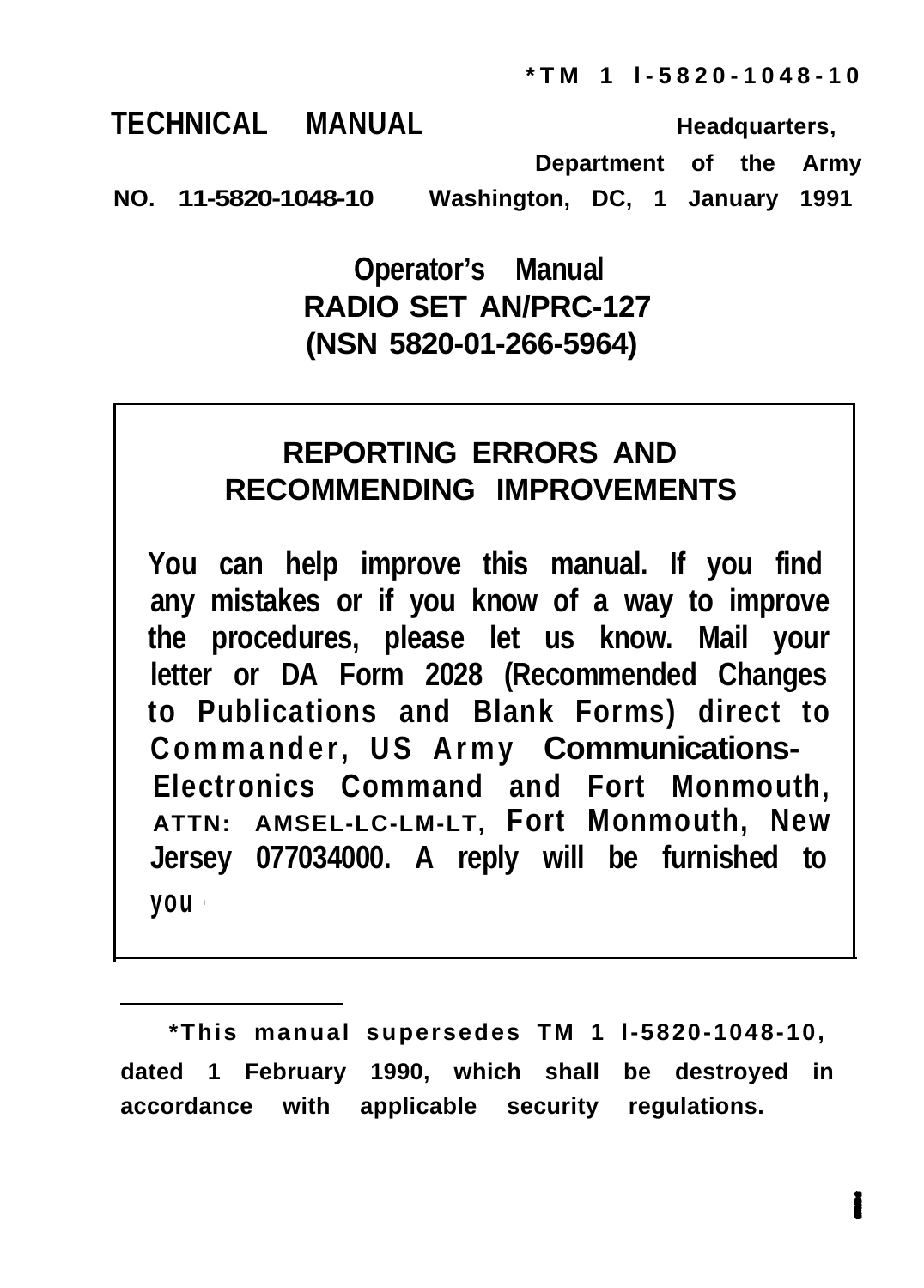*TM 1 l-5820-1048-10

**TECHNICAL MANUAL**

**NO. 11-5820-1048-10**

**Headquarters,**
**Department of the Army**
**Washington, DC, 1 January 1991**

# Operator's Manual
# RADIO SET AN/PRC-127
# (NSN 5820-01-266-5964)

## REPORTING ERRORS AND RECOMMENDING IMPROVEMENTS

**You can help improve this manual. If you find any mistakes or if you know of a way to improve the procedures, please let us know. Mail your letter or DA Form 2028 (Recommended Changes to Publications and Blank Forms) direct to Commander, US Army Communications-Electronics Command and Fort Monmouth, ATTN: AMSEL-LC-LM-LT, Fort Monmouth, New Jersey 077034000. A reply will be furnished to you.**

---

***This manual supersedes TM 1 l-5820-1048-10, dated 1 February 1990, which shall be destroyed in accordance with applicable security regulations.**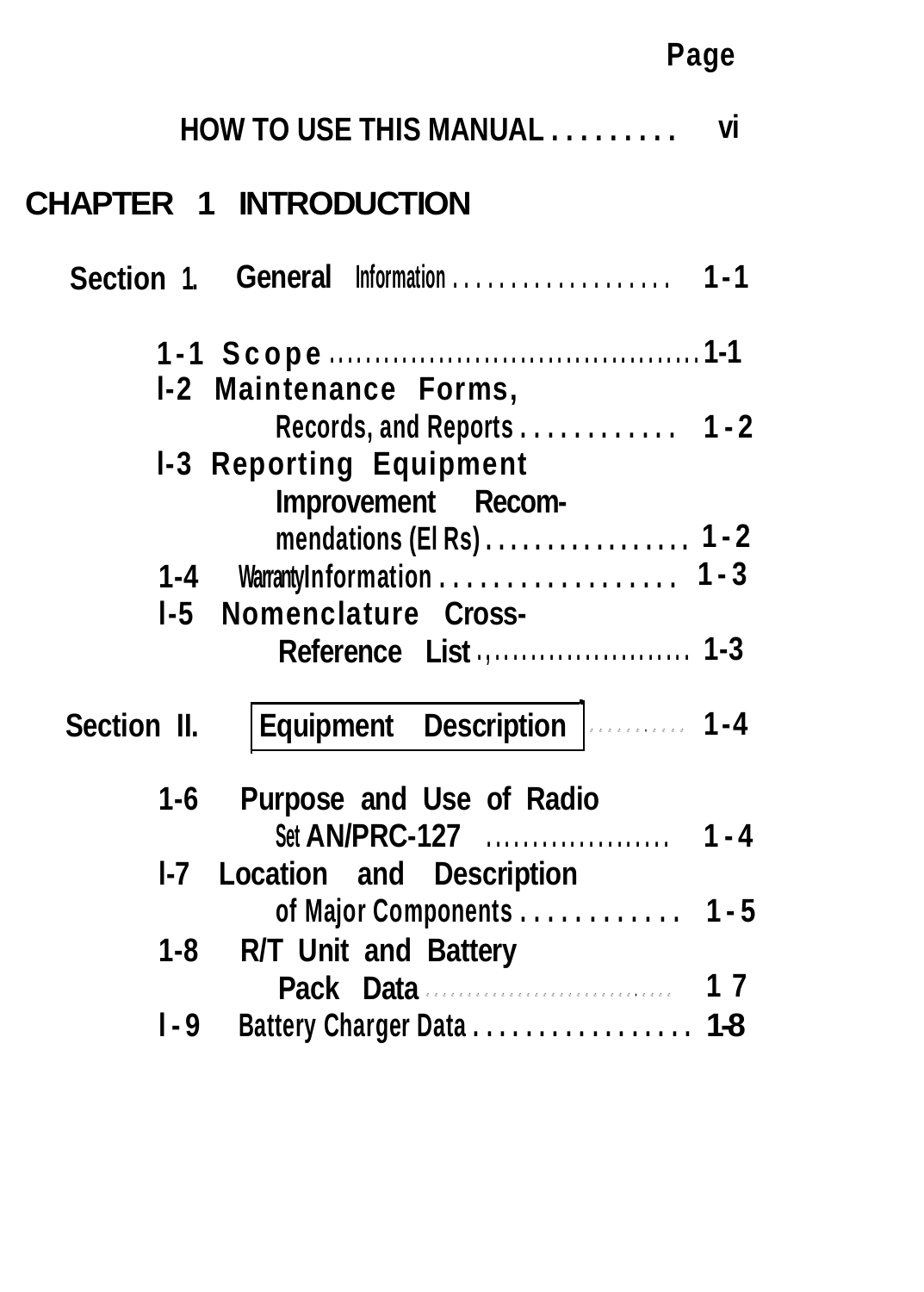| | Page |
|---|---|
| HOW TO USE THIS MANUAL | vi |

## CHAPTER 1 INTRODUCTION

| | | Page |
|---|---|---|
| Section I. | General Information | 1-1 |
| 1-1 | Scope | 1-1 |
| 1-2 | Maintenance Forms, Records, and Reports | 1-2 |
| 1-3 | Reporting Equipment Improvement Recommendations (EIRs) | 1-2 |
| 1-4 | Warranty Information | 1-3 |
| 1-5 | Nomenclature Cross-Reference List | 1-3 |
| Section II. | Equipment Description | 1-4 |
| 1-6 | Purpose and Use of Radio Set AN/PRC-127 | 1-4 |
| 1-7 | Location and Description of Major Components | 1-5 |
| 1-8 | R/T Unit and Battery Pack Data | 1-7 |
| 1-9 | Battery Charger Data | 1-8 |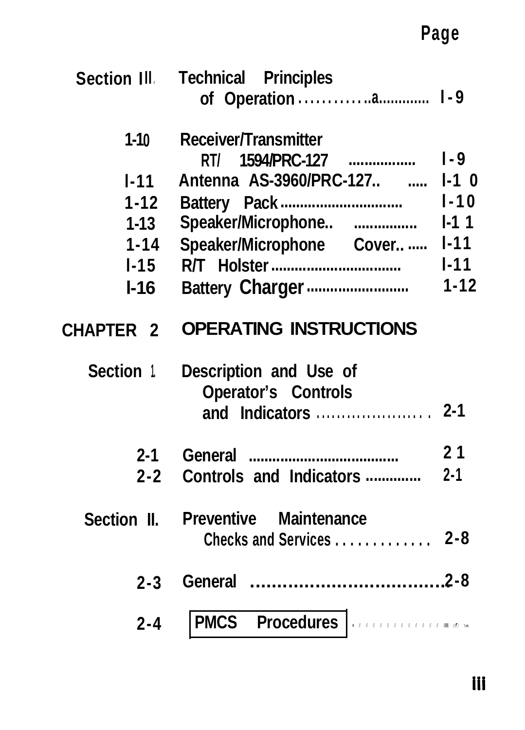| | | Page |
|---|---|---|
| Section III. | Technical Principles of Operation | 1-9 |
| 1-10 | Receiver/Transmitter RT/ 1594/PRC-127 | 1-9 |
| 1-11 | Antenna AS-3960/PRC-127 | 1-10 |
| 1-12 | Battery Pack | 1-10 |
| 1-13 | Speaker/Microphone | 1-11 |
| 1-14 | Speaker/Microphone Cover | 1-11 |
| 1-15 | R/T Holster | 1-11 |
| 1-16 | Battery Charger | 1-12 |
| CHAPTER 2 | OPERATING INSTRUCTIONS | |
| Section I. | Description and Use of Operator's Controls and Indicators | 2-1 |
| 2-1 | General | 2-1 |
| 2-2 | Controls and Indicators | 2-1 |
| Section II. | Preventive Maintenance Checks and Services | 2-8 |
| 2-3 | General | 2-8 |
| 2-4 | PMCS Procedures | |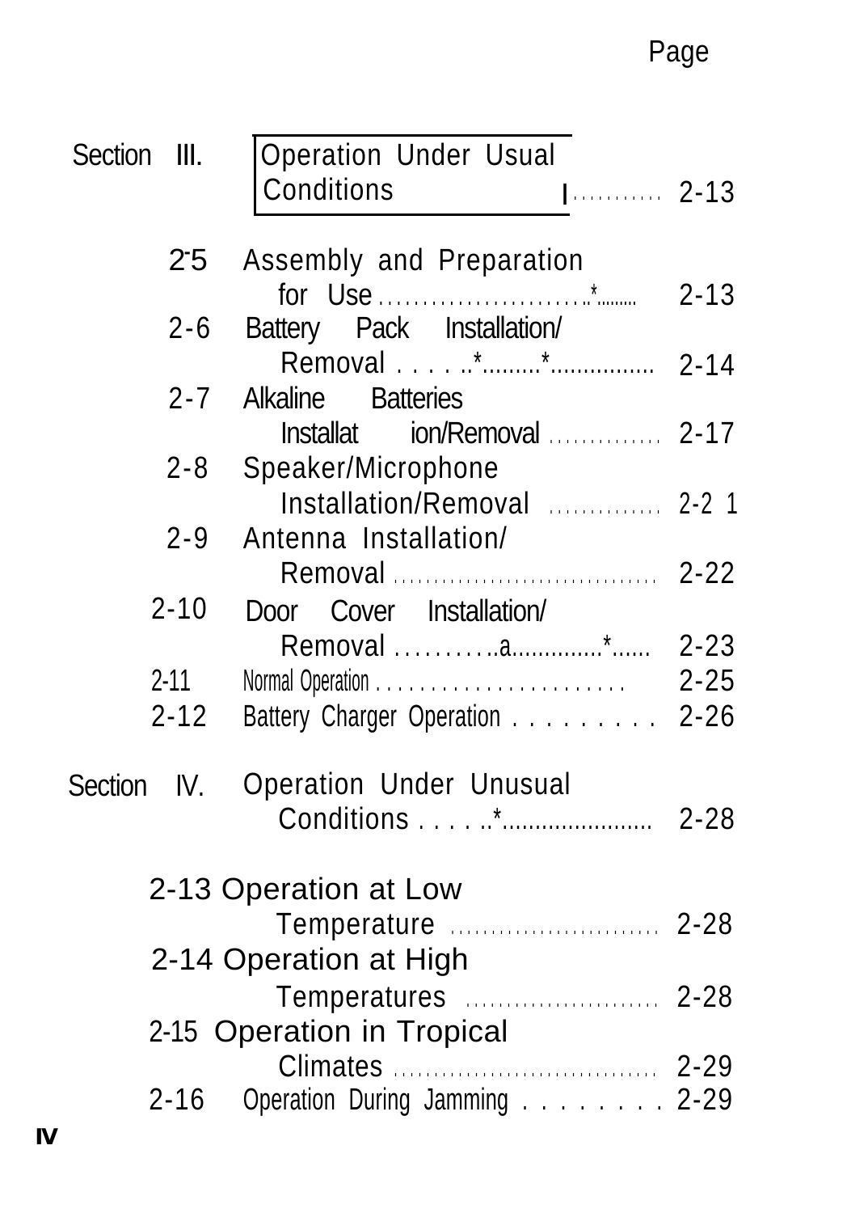| | | Page |
|---|---|---|
| Section III. | Operation Under Usual Conditions | 2-13 |
| 2-5 | Assembly and Preparation for Use | 2-13 |
| 2-6 | Battery Pack Installation/ Removal | 2-14 |
| 2-7 | Alkaline Batteries Installation/Removal | 2-17 |
| 2-8 | Speaker/Microphone Installation/Removal | 2-21 |
| 2-9 | Antenna Installation/ Removal | 2-22 |
| 2-10 | Door Cover Installation/ Removal | 2-23 |
| 2-11 | Normal Operation | 2-25 |
| 2-12 | Battery Charger Operation | 2-26 |
| Section IV. | Operation Under Unusual Conditions | 2-28 |
| 2-13 | Operation at Low Temperature | 2-28 |
| 2-14 | Operation at High Temperatures | 2-28 |
| 2-15 | Operation in Tropical Climates | 2-29 |
| 2-16 | Operation During Jamming | 2-29 |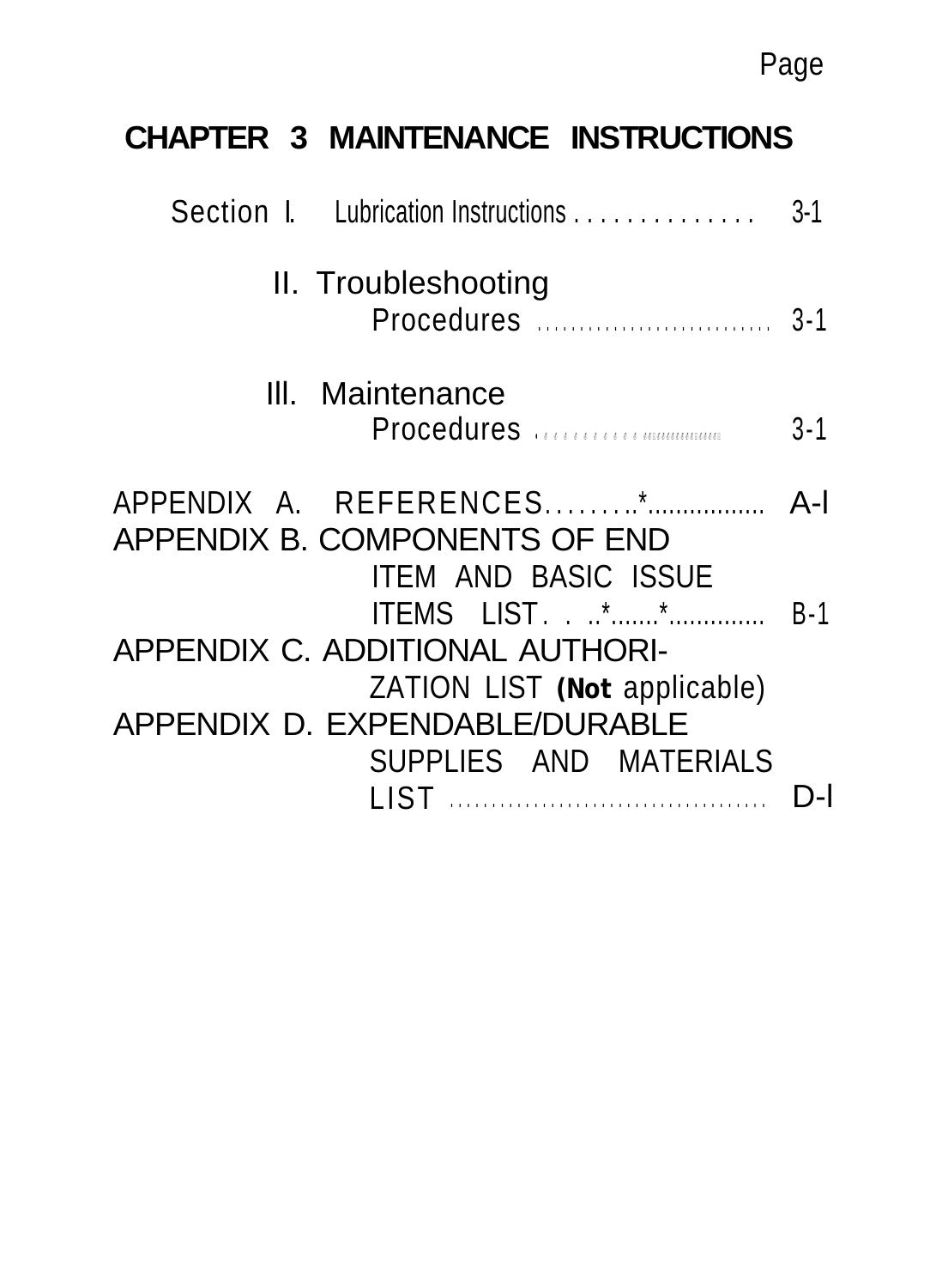Page

**CHAPTER 3 MAINTENANCE INSTRUCTIONS**

| | | Page |
|---|---|---|
| Section I. | Lubrication Instructions . . . . . . . . . . . . . . | 3-1 |
| II. | Troubleshooting Procedures . . . . . . . . . . . . . . . . . . . . . . . . . . . . | 3-1 |
| III. | Maintenance Procedures . . . . . . . . . . . . . . . . . . . . . . . . . . . . | 3-1 |

| | | Page |
|---|---|---|
| APPENDIX A. | REFERENCES. . . . . . . . .*................. | A-l |
| APPENDIX B. | COMPONENTS OF END ITEM AND BASIC ISSUE ITEMS LIST. . . ..*.......*.............. | B-1 |
| APPENDIX C. | ADDITIONAL AUTHORIZATION LIST **(Not** applicable) | |
| APPENDIX D. | EXPENDABLE/DURABLE SUPPLIES AND MATERIALS LIST . . . . . . . . . . . . . . . . . . . . . . . . . . . . . . . . . . . . . | D-l |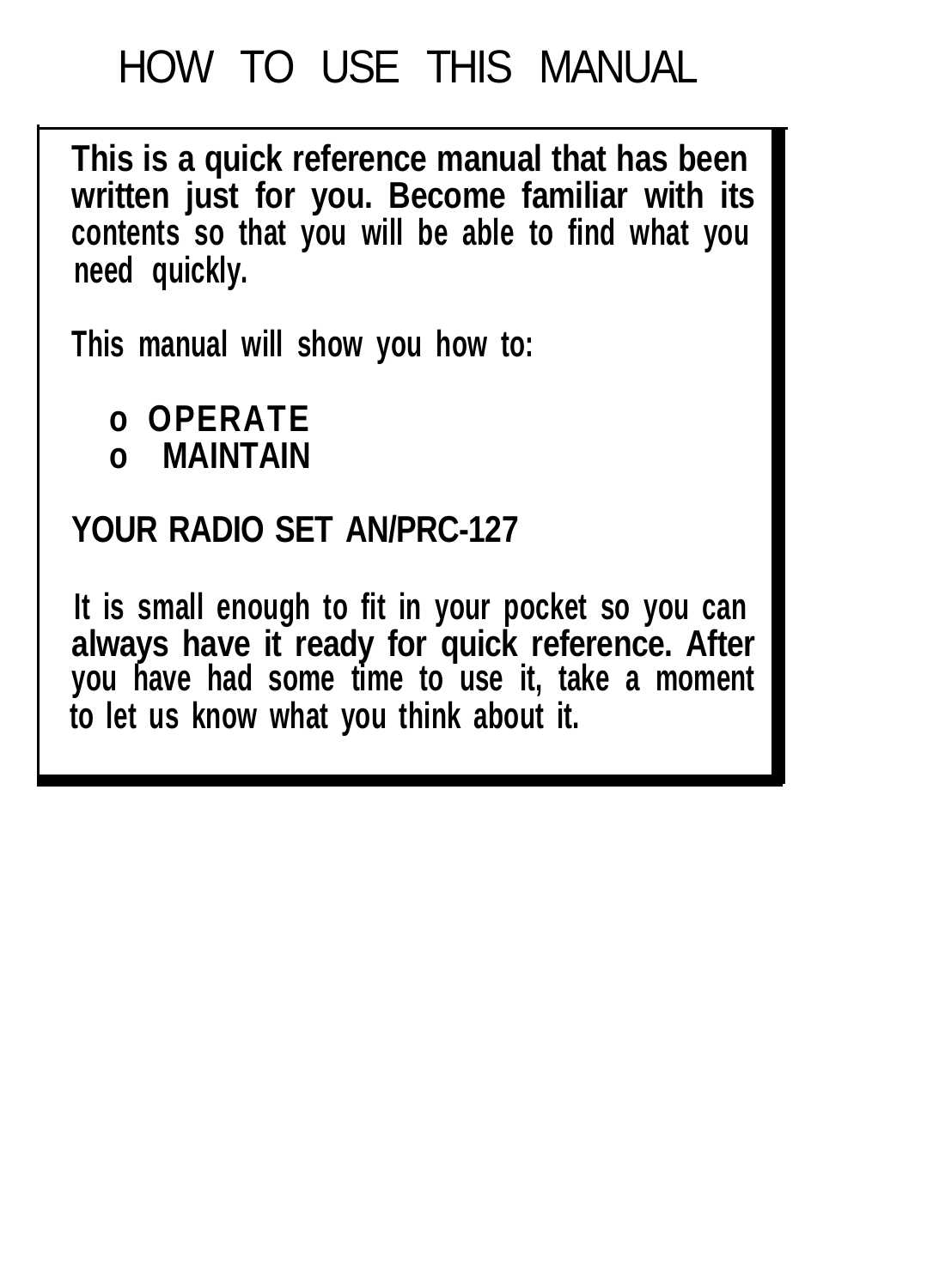# HOW TO USE THIS MANUAL

**This is a quick reference manual that has been written just for you. Become familiar with its contents so that you will be able to find what you need quickly.**

**This manual will show you how to:**

- **OPERATE**
- **MAINTAIN**

**YOUR RADIO SET AN/PRC-127**

**It is small enough to fit in your pocket so you can always have it ready for quick reference. After you have had some time to use it, take a moment to let us know what you think about it.**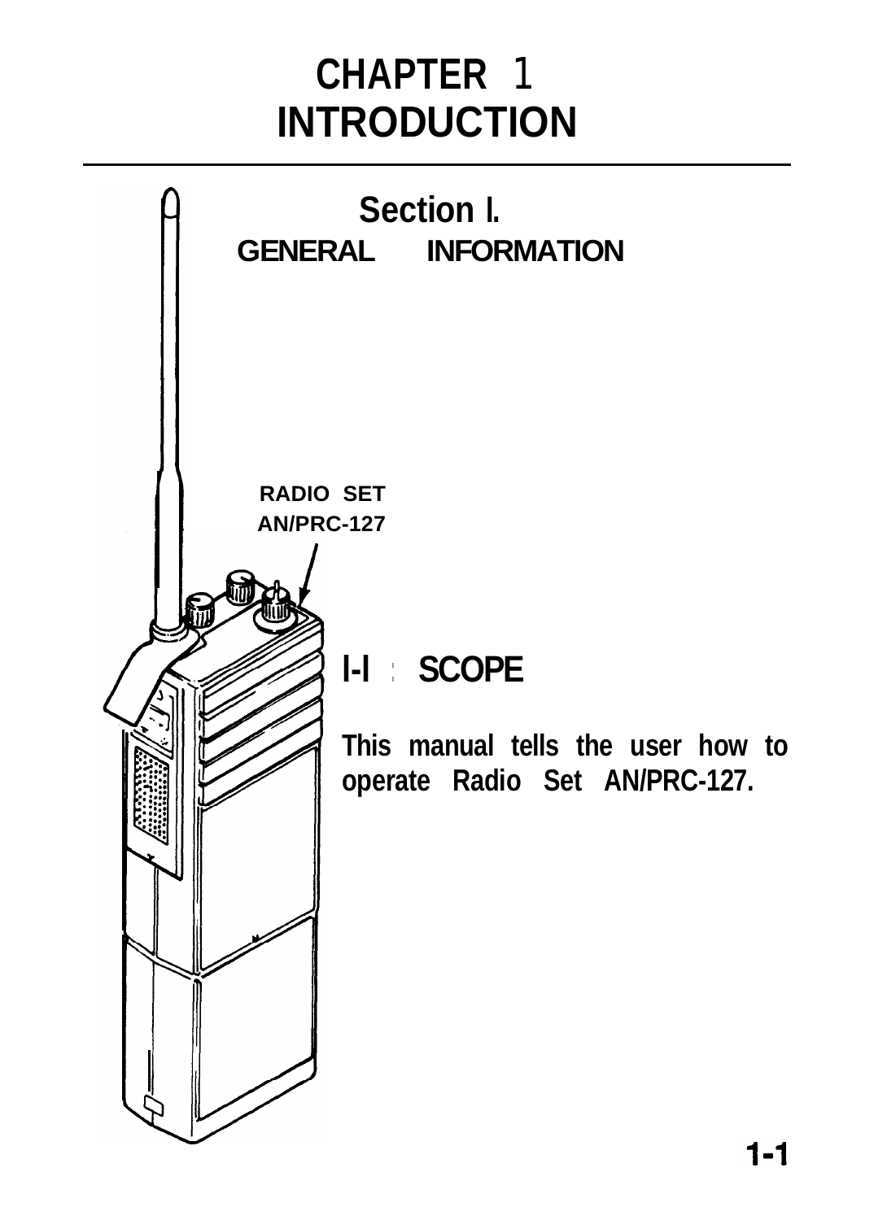# CHAPTER 1
# INTRODUCTION

## Section I.
## GENERAL INFORMATION

RADIO SET
AN/PRC-127

### 1-1 SCOPE

This manual tells the user how to operate Radio Set AN/PRC-127.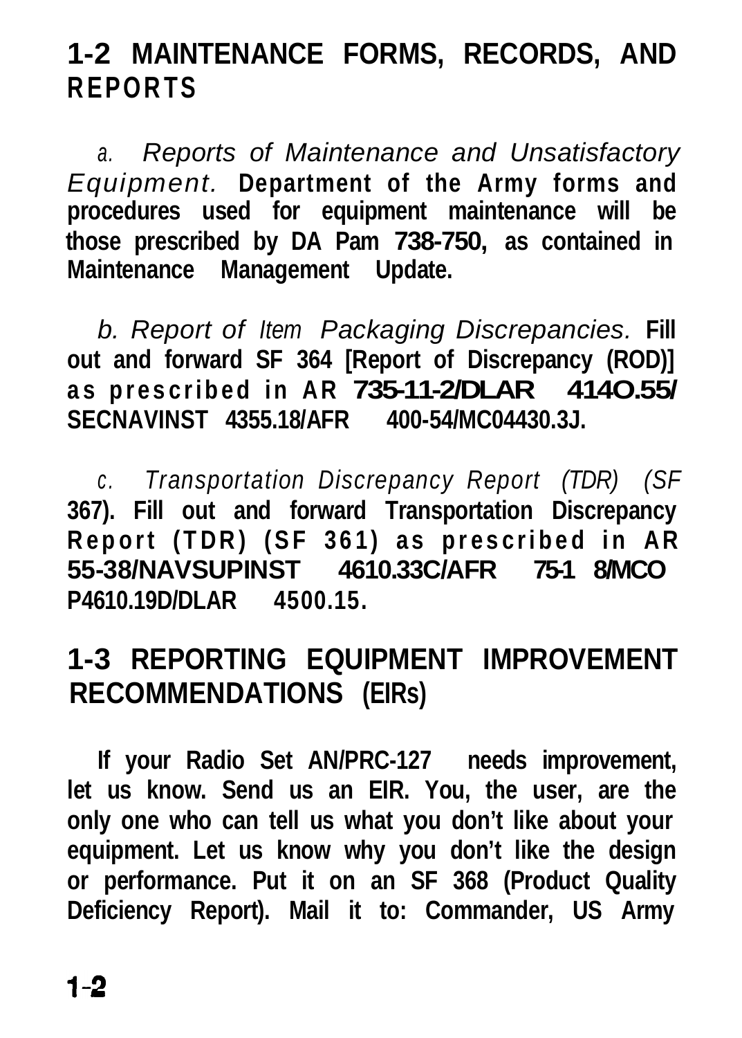## 1-2 MAINTENANCE FORMS, RECORDS, AND REPORTS

a. *Reports of Maintenance and Unsatisfactory Equipment.* **Department of the Army forms and procedures used for equipment maintenance will be those prescribed by DA Pam 738-750, as contained in Maintenance Management Update.**

b. *Report of Item Packaging Discrepancies.* **Fill out and forward SF 364 [Report of Discrepancy (ROD)] as prescribed in AR 735-11-2/DLAR 414O.55/ SECNAVINST 4355.18/AFR 400-54/MC04430.3J.**

c. *Transportation Discrepancy Report (TDR) (SF* **367). Fill out and forward Transportation Discrepancy Report (TDR) (SF 361) as prescribed in AR 55-38/NAVSUPINST 4610.33C/AFR 75-1 8/MCO P4610.19D/DLAR 4500.15.**

## 1-3 REPORTING EQUIPMENT IMPROVEMENT RECOMMENDATIONS (EIRs)

**If your Radio Set AN/PRC-127 needs improvement, let us know. Send us an EIR. You, the user, are the only one who can tell us what you don't like about your equipment. Let us know why you don't like the design or performance. Put it on an SF 368 (Product Quality Deficiency Report). Mail it to: Commander, US Army**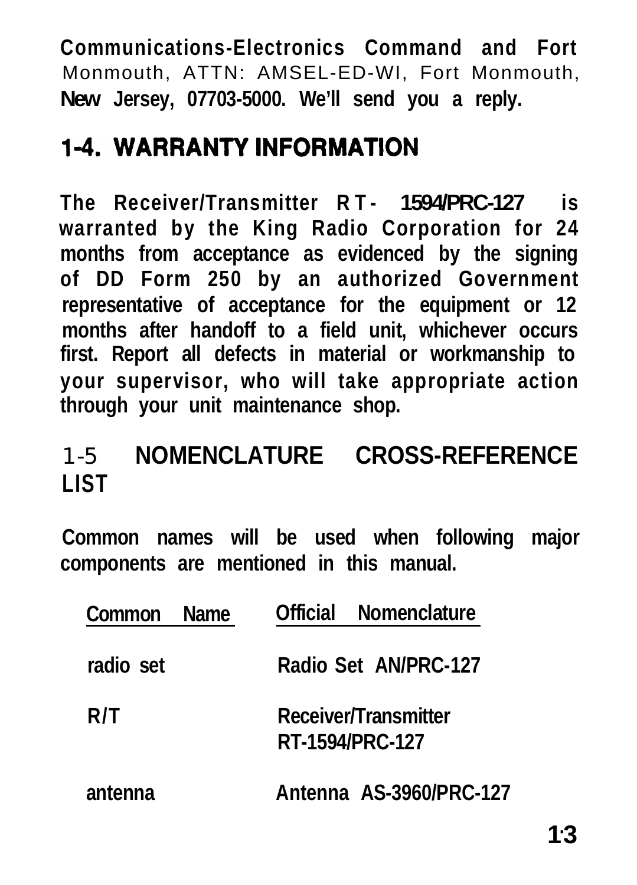**Communications-Electronics Command and Fort** Monmouth, ATTN: AMSEL-ED-WI, Fort Monmouth, **New Jersey, 07703-5000. We'll send you a reply.**

## 1-4. WARRANTY INFORMATION

**The Receiver/Transmitter RT- 1594/PRC-127 is warranted by the King Radio Corporation for 24 months from acceptance as evidenced by the signing of DD Form 250 by an authorized Government representative of acceptance for the equipment or 12 months after handoff to a field unit, whichever occurs first. Report all defects in material or workmanship to your supervisor, who will take appropriate action through your unit maintenance shop.**

## 1-5 NOMENCLATURE CROSS-REFERENCE LIST

**Common names will be used when following major components are mentioned in this manual.**

| Common Name | Official Nomenclature |
|---|---|
| radio set | Radio Set AN/PRC-127 |
| R/T | Receiver/Transmitter RT-1594/PRC-127 |
| antenna | Antenna AS-3960/PRC-127 |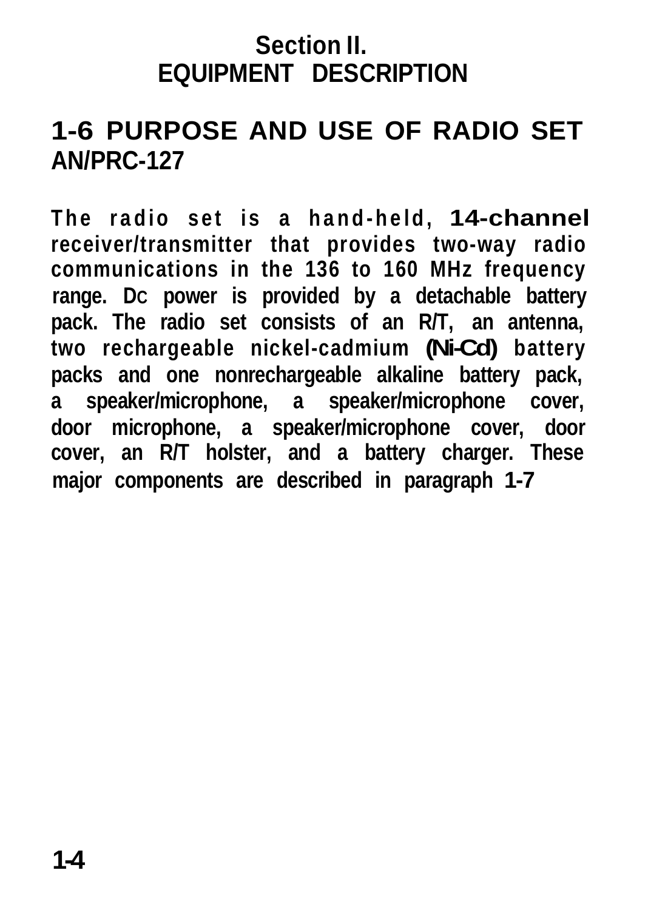# Section II.
# EQUIPMENT DESCRIPTION

## 1-6 PURPOSE AND USE OF RADIO SET AN/PRC-127

The radio set is a hand-held, 14-channel receiver/transmitter that provides two-way radio communications in the 136 to 160 MHz frequency range. DC power is provided by a detachable battery pack. The radio set consists of an R/T, an antenna, two rechargeable nickel-cadmium (Ni-Cd) battery packs and one nonrechargeable alkaline battery pack, a speaker/microphone, a speaker/microphone cover, door microphone, a speaker/microphone cover, door cover, an R/T holster, and a battery charger. These major components are described in paragraph 1-7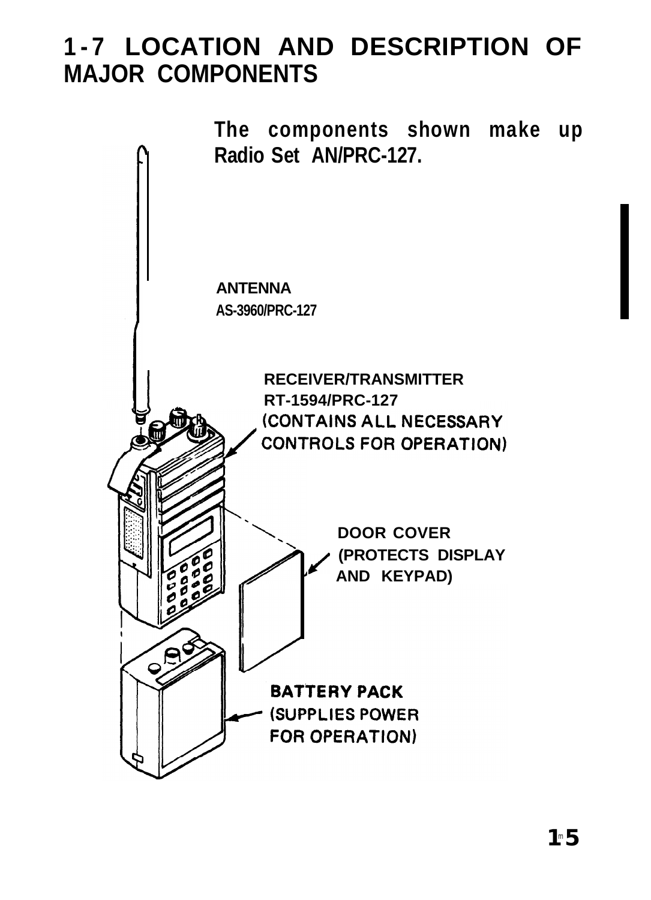# 1-7 LOCATION AND DESCRIPTION OF MAJOR COMPONENTS

The components shown make up Radio Set AN/PRC-127.

ANTENNA
AS-3960/PRC-127

RECEIVER/TRANSMITTER
RT-1594/PRC-127
(CONTAINS ALL NECESSARY CONTROLS FOR OPERATION)

DOOR COVER
(PROTECTS DISPLAY AND KEYPAD)

BATTERY PACK
(SUPPLIES POWER FOR OPERATION)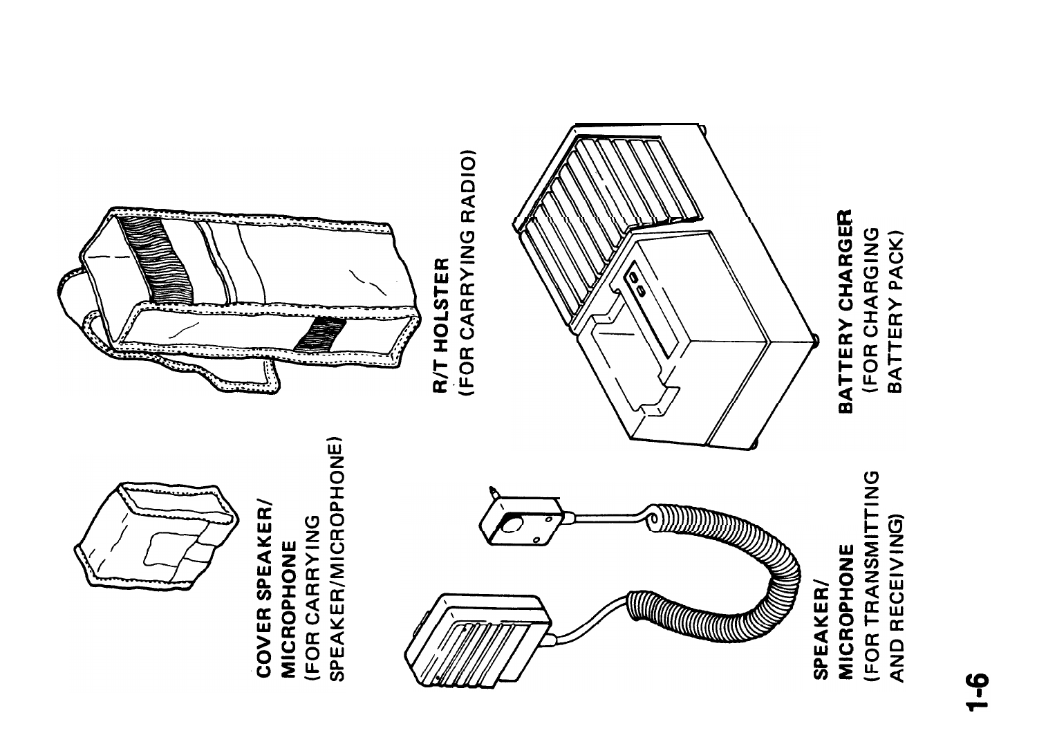COVER SPEAKER/ MICROPHONE
(FOR CARRYING SPEAKER/MICROPHONE)

R/T HOLSTER
(FOR CARRYING RADIO)

SPEAKER/ MICROPHONE
(FOR TRANSMITTING AND RECEIVING)

BATTERY CHARGER
(FOR CHARGING BATTERY PACK)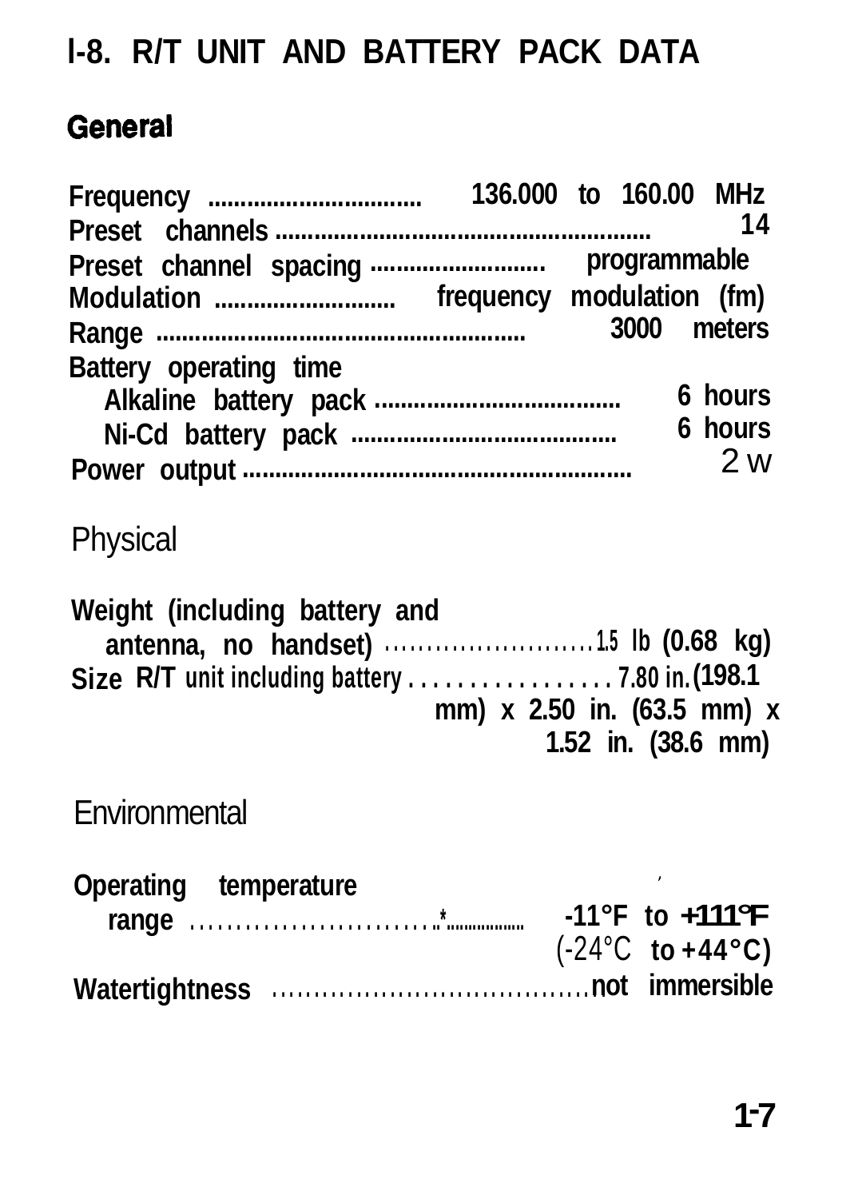## I-8. R/T UNIT AND BATTERY PACK DATA

### General

Frequency ................................ 136.000 to 160.00 MHz
Preset channels ........................................................ 14
Preset channel spacing .......................... programmable
Modulation ........................... frequency modulation (fm)
Range ........................................................ 3000 meters
Battery operating time
  Alkaline battery pack ..................................... 6 hours
  Ni-Cd battery pack ........................................ 6 hours
Power output .......................................................... 2 W

### Physical

Weight (including battery and
  antenna, no handset) ........................1.5 lb (0.68 kg)
Size R/T unit including battery .................. 7.80 in. (198.1 mm) x 2.50 in. (63.5 mm) x 1.52 in. (38.6 mm)

### Environmental

Operating temperature
  range ..........................*................. -11°F to +111°F (-24°C to +44°C)
Watertightness ....................................not immersible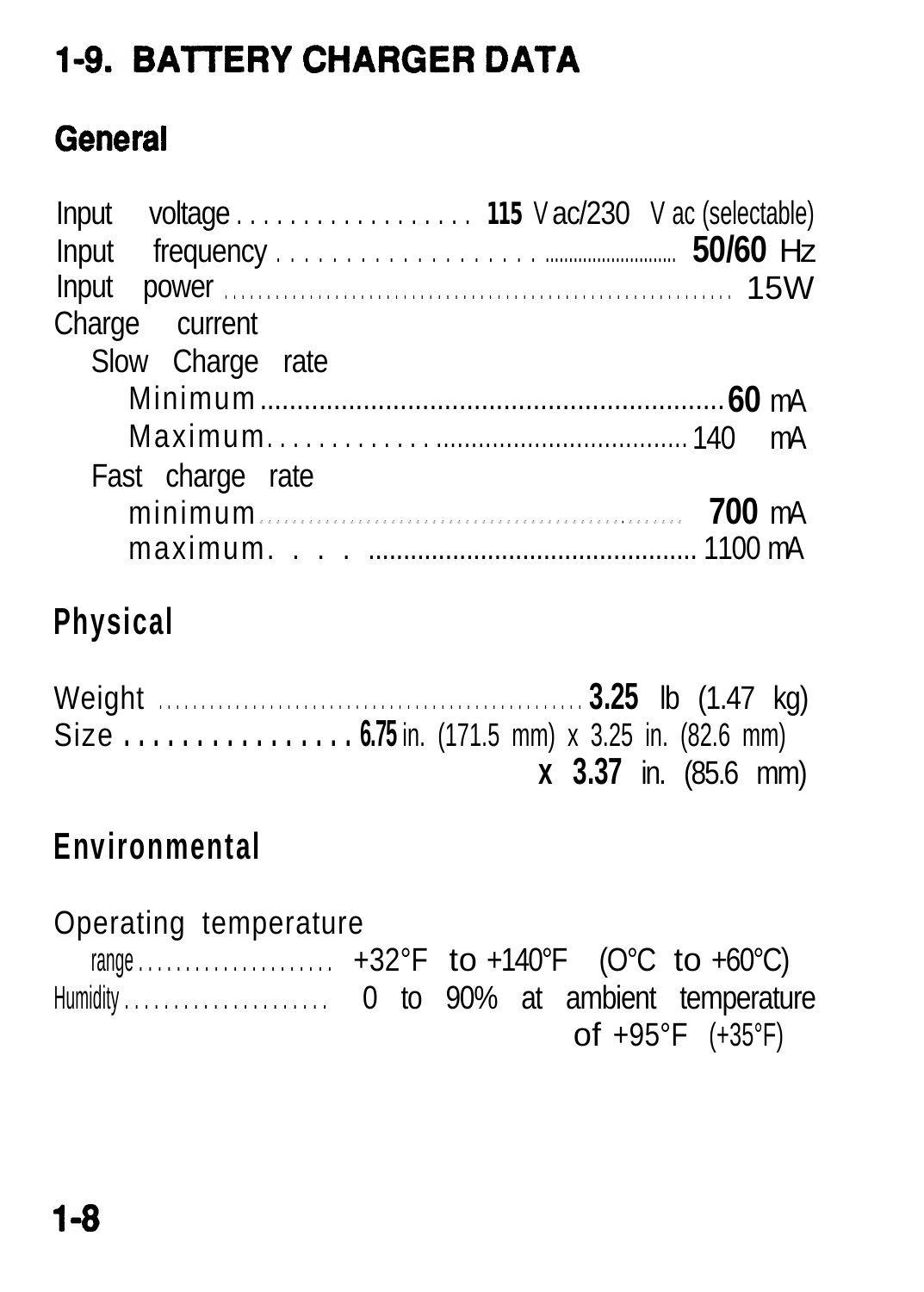# 1-9. BATTERY CHARGER DATA

## General

Input voltage .................. 115 V ac/230 V ac (selectable)
Input frequency .................. 50/60 Hz
Input power .................. 15W
Charge current
  Slow Charge rate
    Minimum .................. 60 mA
    Maximum .................. 140 mA
  Fast charge rate
    minimum .................. 700 mA
    maximum .................. 1100 mA

## Physical

Weight .................. 3.25 lb (1.47 kg)
Size .................. 6.75 in. (171.5 mm) x 3.25 in. (82.6 mm) x 3.37 in. (85.6 mm)

## Environmental

Operating temperature
  range .................. +32°F to +140°F (0°C to +60°C)
Humidity .................. 0 to 90% at ambient temperature of +95°F (+35°F)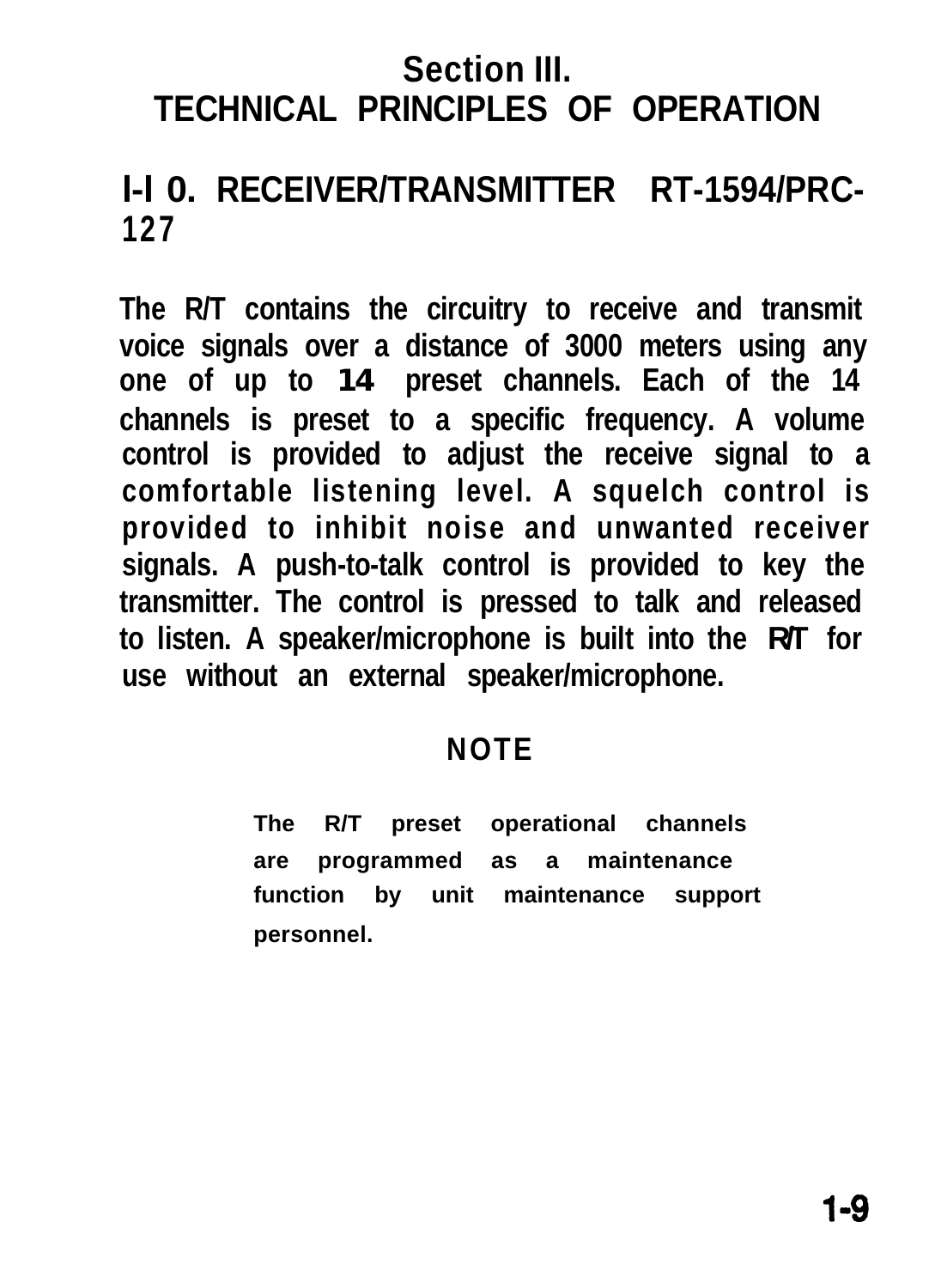# Section III.
# TECHNICAL PRINCIPLES OF OPERATION

## I-I 0. RECEIVER/TRANSMITTER RT-1594/PRC-127

The R/T contains the circuitry to receive and transmit voice signals over a distance of 3000 meters using any one of up to 14 preset channels. Each of the 14 channels is preset to a specific frequency. A volume control is provided to adjust the receive signal to a comfortable listening level. A squelch control is provided to inhibit noise and unwanted receiver signals. A push-to-talk control is provided to key the transmitter. The control is pressed to talk and released to listen. A speaker/microphone is built into the R/T for use without an external speaker/microphone.

**NOTE**

The R/T preset operational channels are programmed as a maintenance function by unit maintenance support personnel.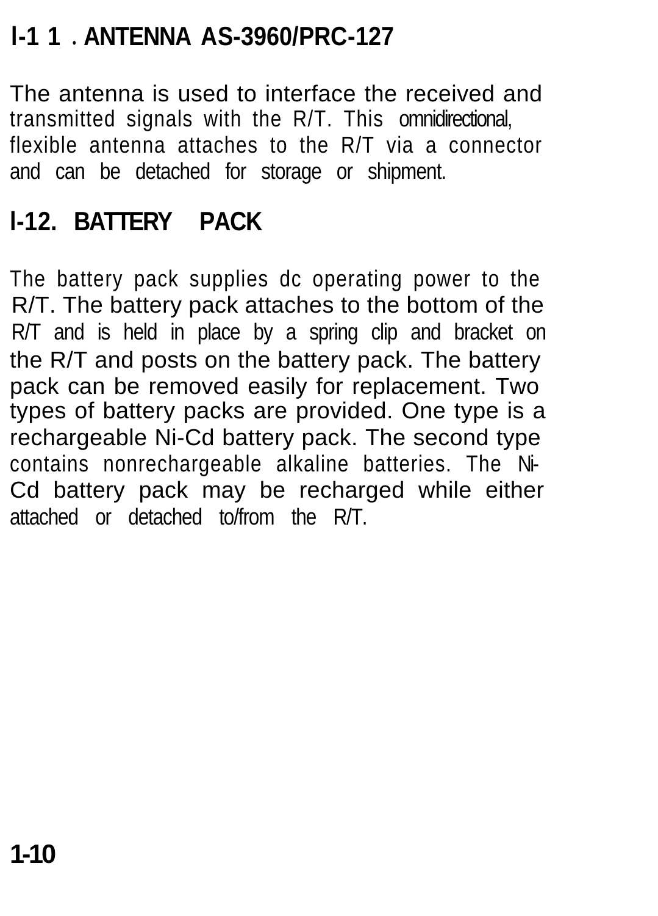## l-1 1 . ANTENNA AS-3960/PRC-127

The antenna is used to interface the received and transmitted signals with the R/T. This omnidirectional, flexible antenna attaches to the R/T via a connector and can be detached for storage or shipment.

## l-12. BATTERY PACK

The battery pack supplies dc operating power to the R/T. The battery pack attaches to the bottom of the R/T and is held in place by a spring clip and bracket on the R/T and posts on the battery pack. The battery pack can be removed easily for replacement. Two types of battery packs are provided. One type is a rechargeable Ni-Cd battery pack. The second type contains nonrechargeable alkaline batteries. The Ni-Cd battery pack may be recharged while either attached or detached to/from the R/T.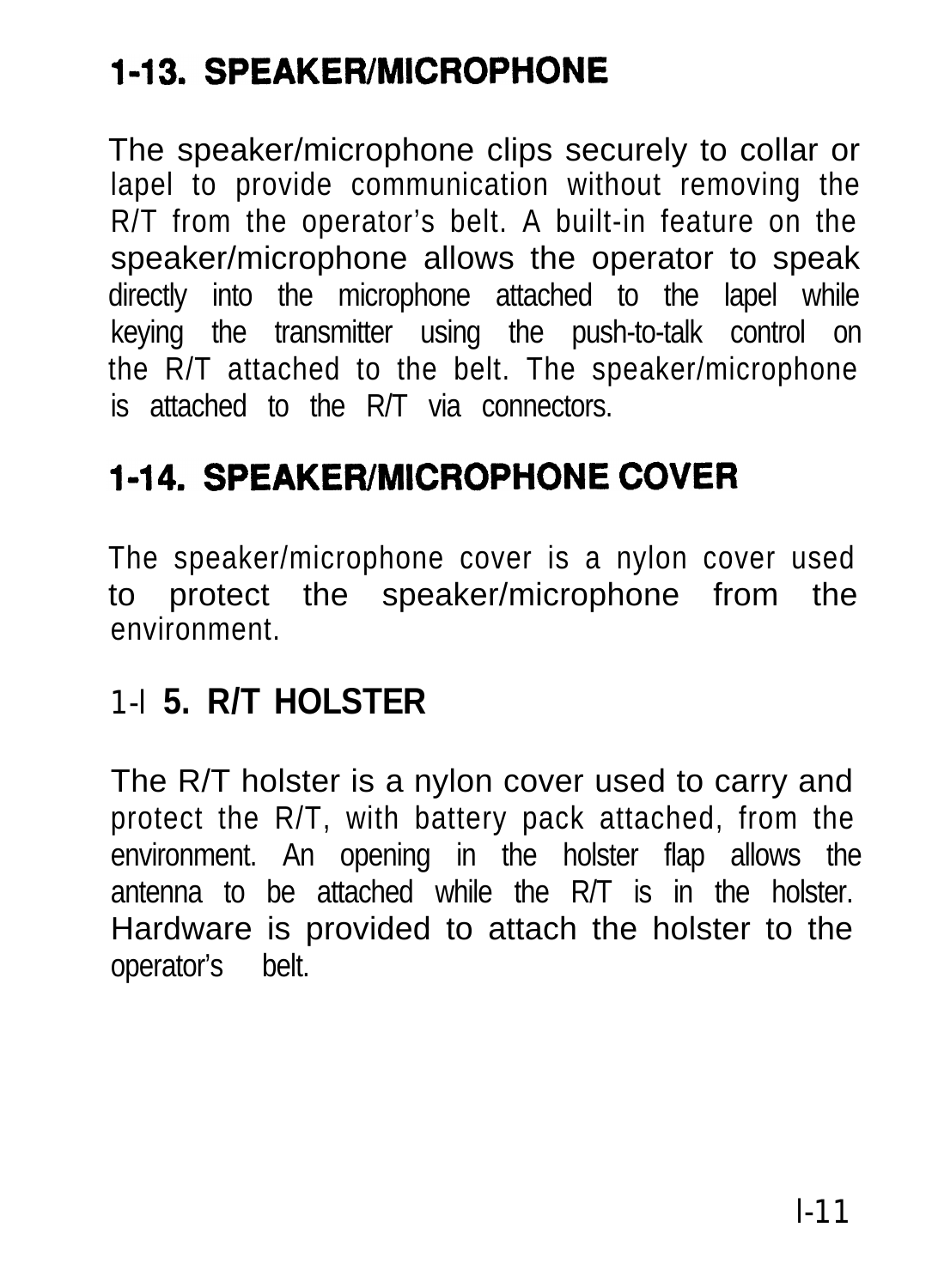## 1-13. SPEAKER/MICROPHONE

The speaker/microphone clips securely to collar or lapel to provide communication without removing the R/T from the operator's belt. A built-in feature on the speaker/microphone allows the operator to speak directly into the microphone attached to the lapel while keying the transmitter using the push-to-talk control on the R/T attached to the belt. The speaker/microphone is attached to the R/T via connectors.

## 1-14. SPEAKER/MICROPHONE COVER

The speaker/microphone cover is a nylon cover used to protect the speaker/microphone from the environment.

## 1-I 5. R/T HOLSTER

The R/T holster is a nylon cover used to carry and protect the R/T, with battery pack attached, from the environment. An opening in the holster flap allows the antenna to be attached while the R/T is in the holster. Hardware is provided to attach the holster to the operator's belt.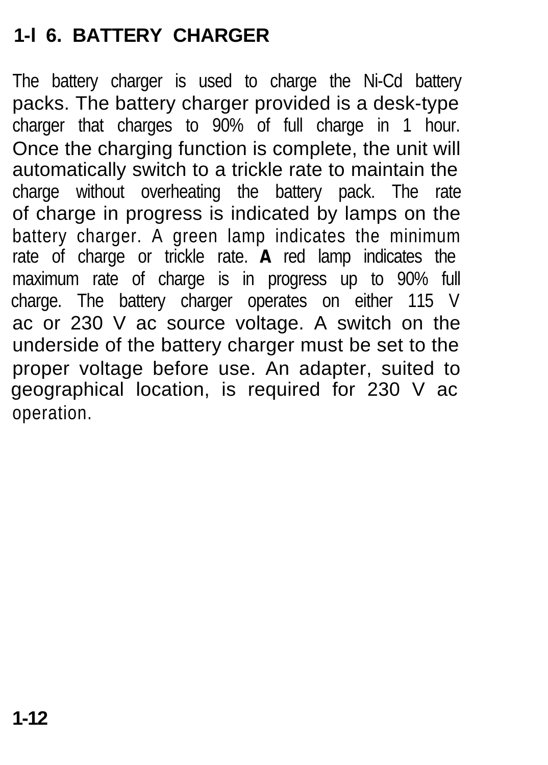## 1-16. BATTERY CHARGER

The battery charger is used to charge the Ni-Cd battery packs. The battery charger provided is a desk-type charger that charges to 90% of full charge in 1 hour. Once the charging function is complete, the unit will automatically switch to a trickle rate to maintain the charge without overheating the battery pack. The rate of charge in progress is indicated by lamps on the battery charger. A green lamp indicates the minimum rate of charge or trickle rate. A red lamp indicates the maximum rate of charge is in progress up to 90% full charge. The battery charger operates on either 115 V ac or 230 V ac source voltage. A switch on the underside of the battery charger must be set to the proper voltage before use. An adapter, suited to geographical location, is required for 230 V ac operation.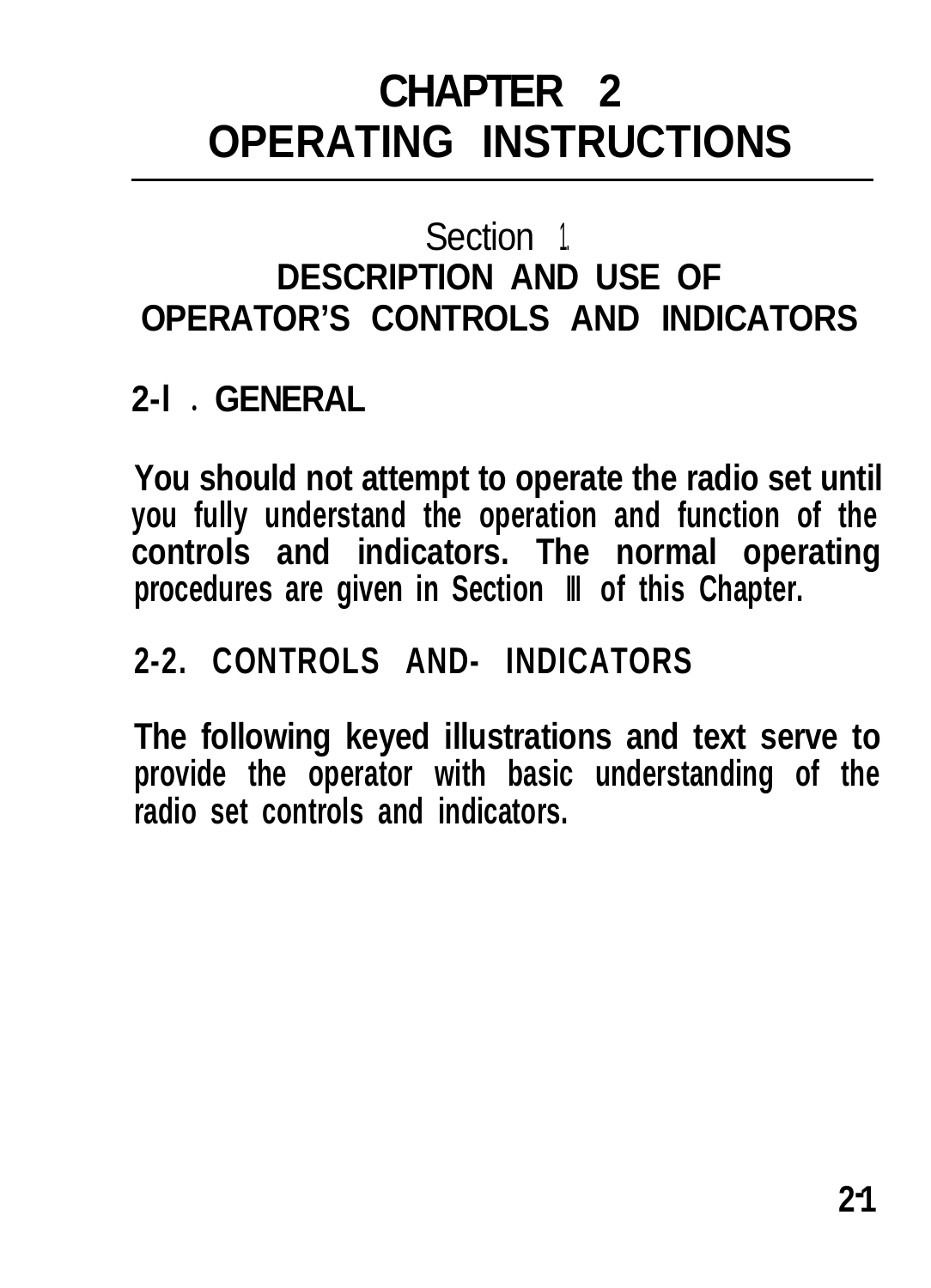# CHAPTER 2
# OPERATING INSTRUCTIONS

## Section 1
## DESCRIPTION AND USE OF OPERATOR'S CONTROLS AND INDICATORS

### 2-l . GENERAL

You should not attempt to operate the radio set until you fully understand the operation and function of the controls and indicators. The normal operating procedures are given in Section III of this Chapter.

### 2-2. CONTROLS AND- INDICATORS

The following keyed illustrations and text serve to provide the operator with basic understanding of the radio set controls and indicators.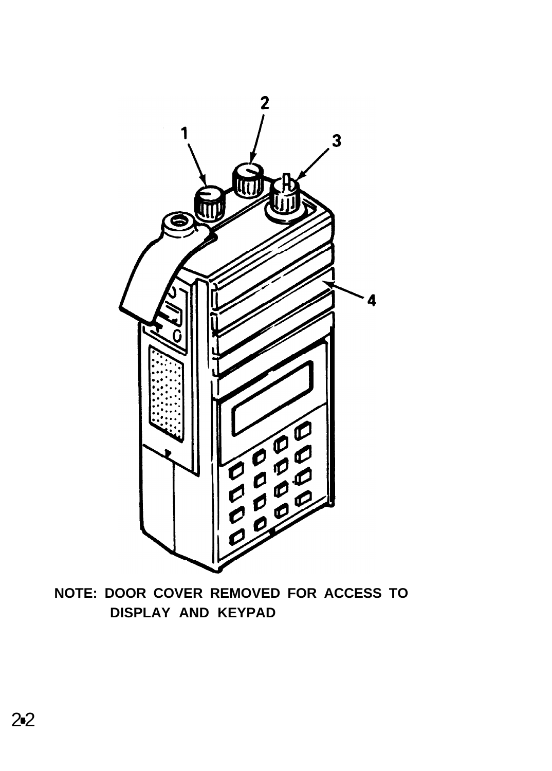NOTE: DOOR COVER REMOVED FOR ACCESS TO DISPLAY AND KEYPAD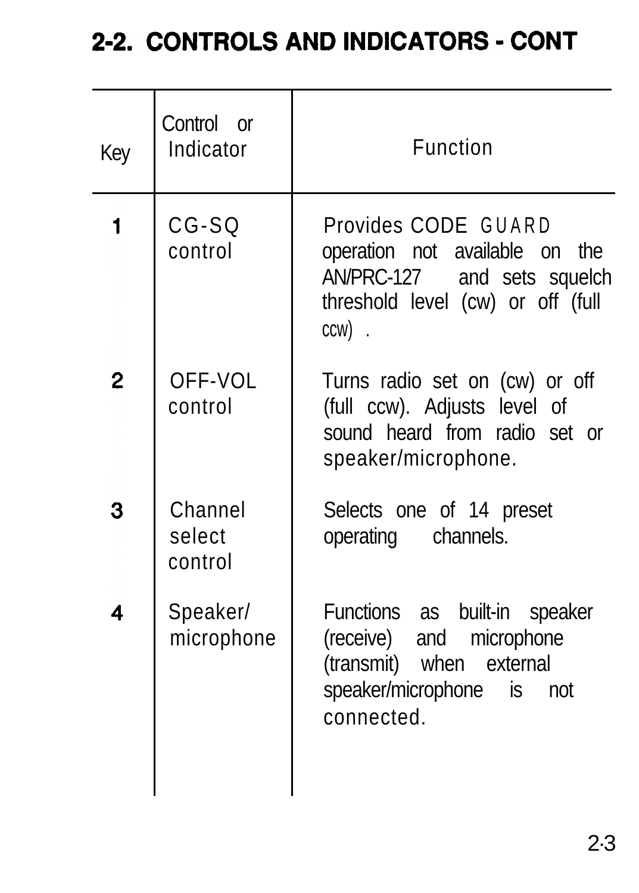## 2-2. CONTROLS AND INDICATORS - CONT

| Key | Control or Indicator | Function |
|---|---|---|
| 1 | CG-SQ control | Provides CODE GUARD operation not available on the AN/PRC-127 and sets squelch threshold level (cw) or off (full ccw) . |
| 2 | OFF-VOL control | Turns radio set on (cw) or off (full ccw). Adjusts level of sound heard from radio set or speaker/microphone. |
| 3 | Channel select control | Selects one of 14 preset operating channels. |
| 4 | Speaker/ microphone | Functions as built-in speaker (receive) and microphone (transmit) when external speaker/microphone is not connected. |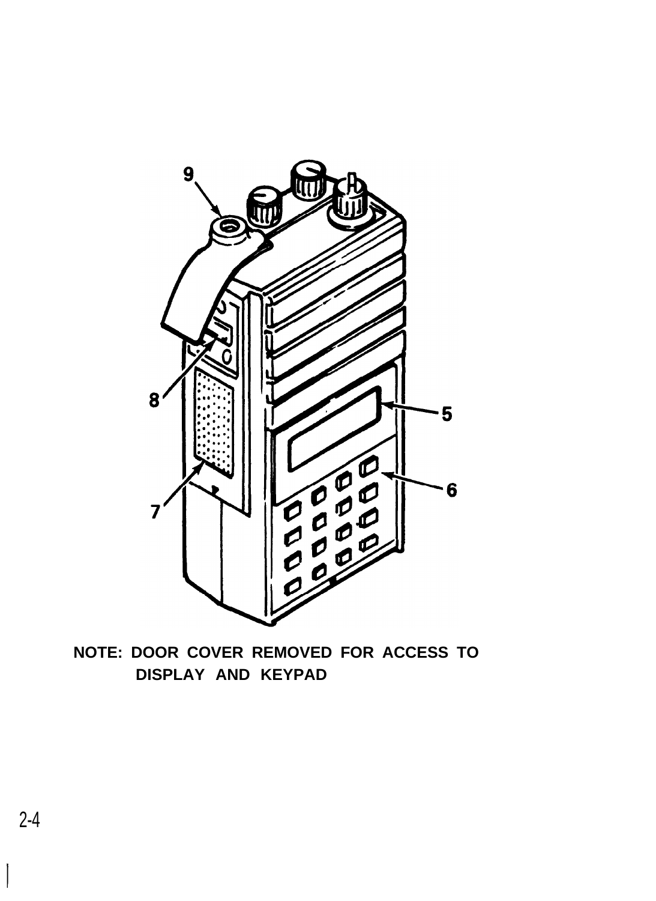NOTE: DOOR COVER REMOVED FOR ACCESS TO DISPLAY AND KEYPAD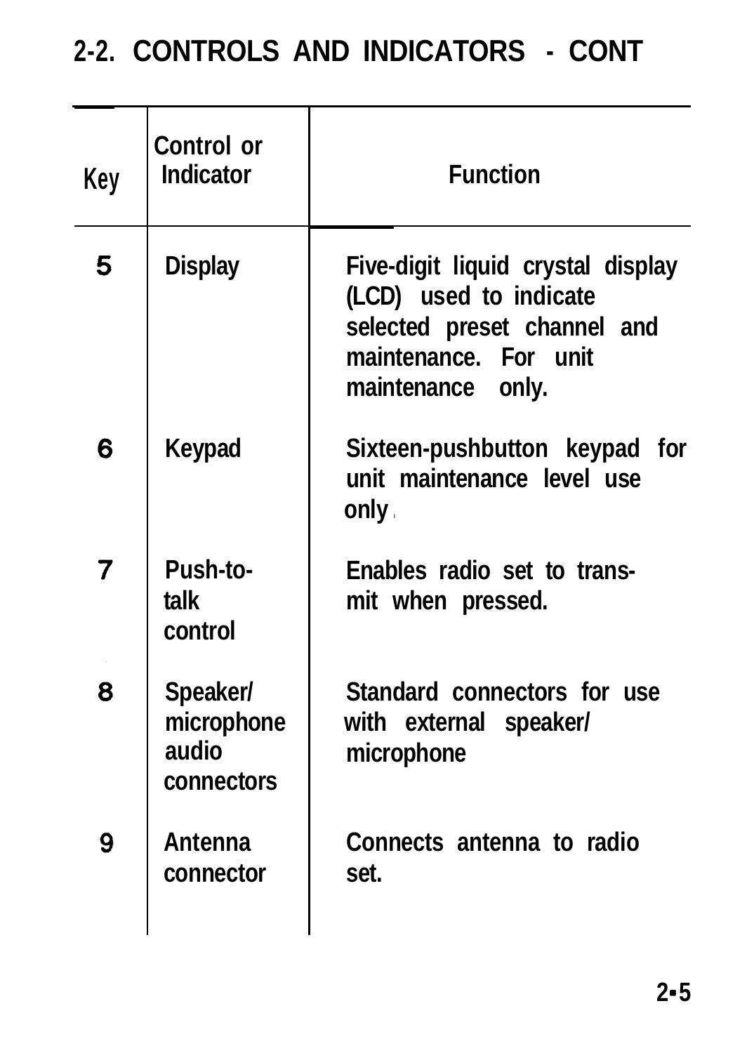## 2-2. CONTROLS AND INDICATORS - CONT

| Key | Control or Indicator | Function |
|---|---|---|
| 5 | Display | Five-digit liquid crystal display (LCD) used to indicate selected preset channel and maintenance. For unit maintenance only. |
| 6 | Keypad | Sixteen-pushbutton keypad for unit maintenance level use only. |
| 7 | Push-to-talk control | Enables radio set to transmit when pressed. |
| 8 | Speaker/ microphone audio connectors | Standard connectors for use with external speaker/ microphone |
| 9 | Antenna connector | Connects antenna to radio set. |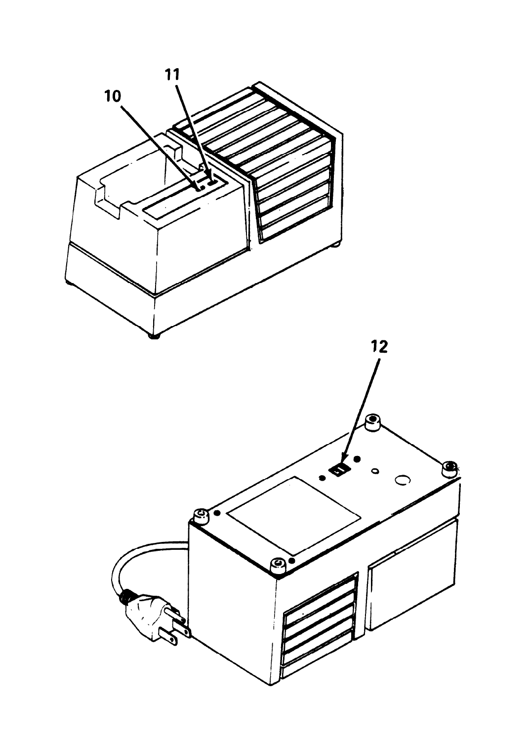11

10

12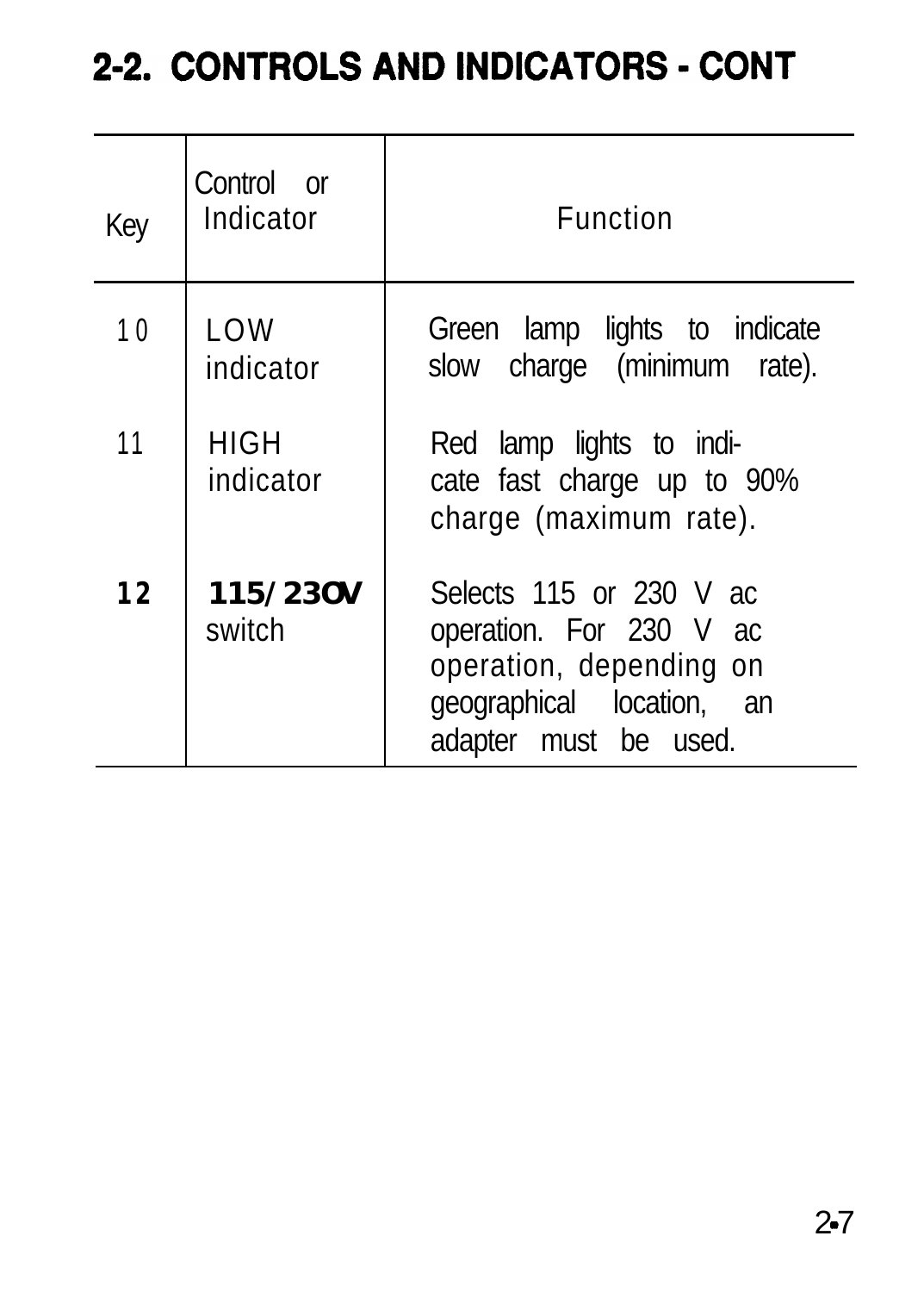## 2-2. CONTROLS AND INDICATORS - CONT

| Key | Control or Indicator | Function |
|---|---|---|
| 10 | LOW indicator | Green lamp lights to indicate slow charge (minimum rate). |
| 11 | HIGH indicator | Red lamp lights to indicate fast charge up to 90% charge (maximum rate). |
| **12** | **115/230V** switch | Selects 115 or 230 V ac operation. For 230 V ac operation, depending on geographical location, an adapter must be used. |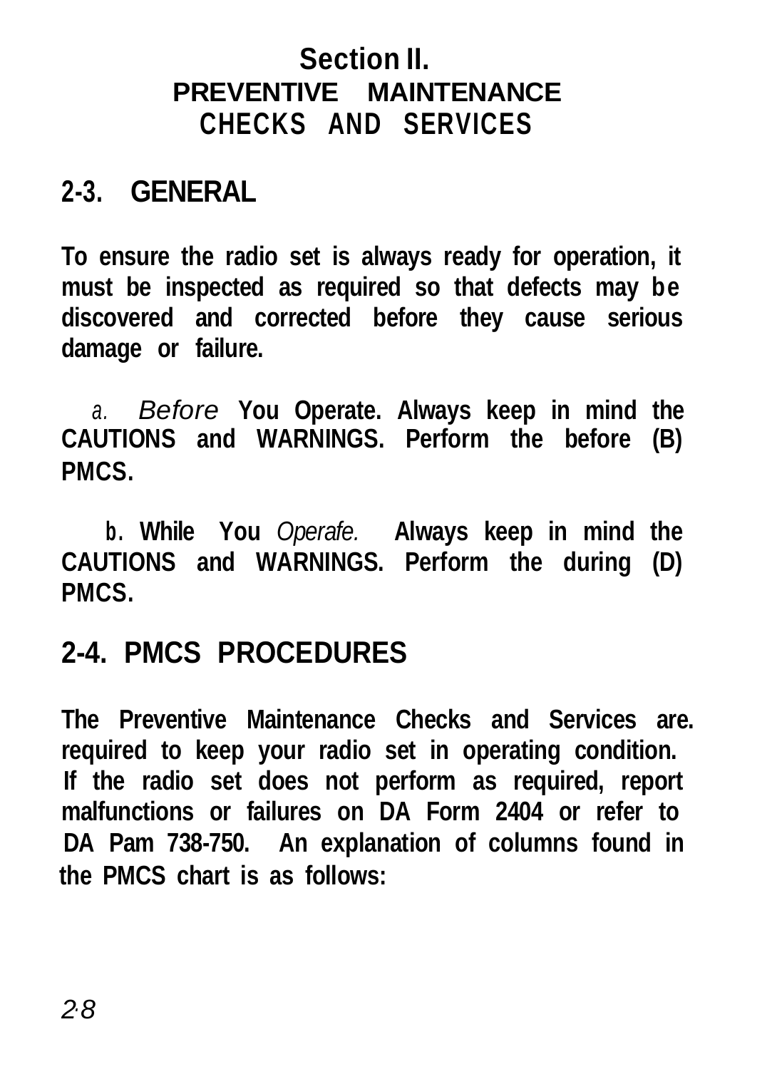# Section II.
## PREVENTIVE MAINTENANCE CHECKS AND SERVICES

## 2-3. GENERAL

To ensure the radio set is always ready for operation, it must be inspected as required so that defects may be discovered and corrected before they cause serious damage or failure.

a. *Before* You Operate. Always keep in mind the CAUTIONS and WARNINGS. Perform the before (B) PMCS.

b. While You *Operafe.* Always keep in mind the CAUTIONS and WARNINGS. Perform the during (D) PMCS.

## 2-4. PMCS PROCEDURES

The Preventive Maintenance Checks and Services are. required to keep your radio set in operating condition. If the radio set does not perform as required, report malfunctions or failures on DA Form 2404 or refer to DA Pam 738-750. An explanation of columns found in the PMCS chart is as follows: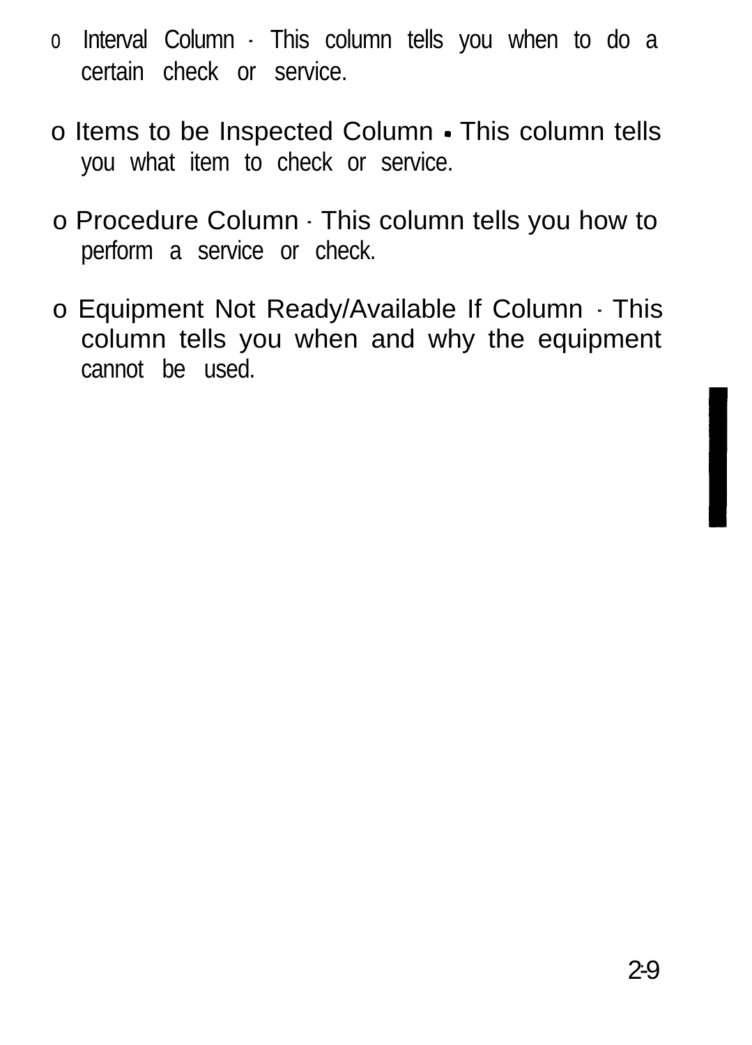- Interval Column - This column tells you when to do a certain check or service.

- Items to be Inspected Column - This column tells you what item to check or service.

- Procedure Column - This column tells you how to perform a service or check.

- Equipment Not Ready/Available If Column - This column tells you when and why the equipment cannot be used.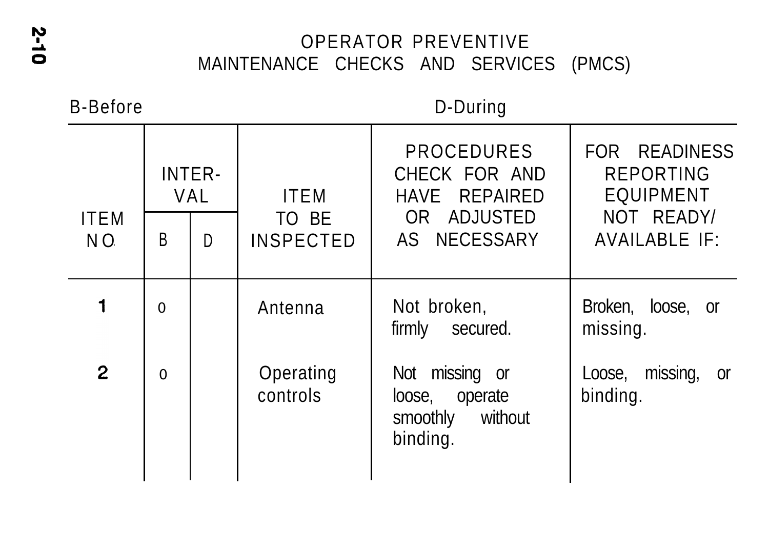# OPERATOR PREVENTIVE MAINTENANCE CHECKS AND SERVICES (PMCS)

B-Before D-During

| ITEM NO. | INTERVAL B | INTERVAL D | ITEM TO BE INSPECTED | PROCEDURES CHECK FOR AND HAVE REPAIRED OR ADJUSTED AS NECESSARY | FOR READINESS REPORTING EQUIPMENT NOT READY/ AVAILABLE IF: |
|---|---|---|---|---|---|
| 1 | o | | Antenna | Not broken, firmly secured. | Broken, loose, or missing. |
| 2 | o | | Operating controls | Not missing or loose, operate smoothly without binding. | Loose, missing, or binding. |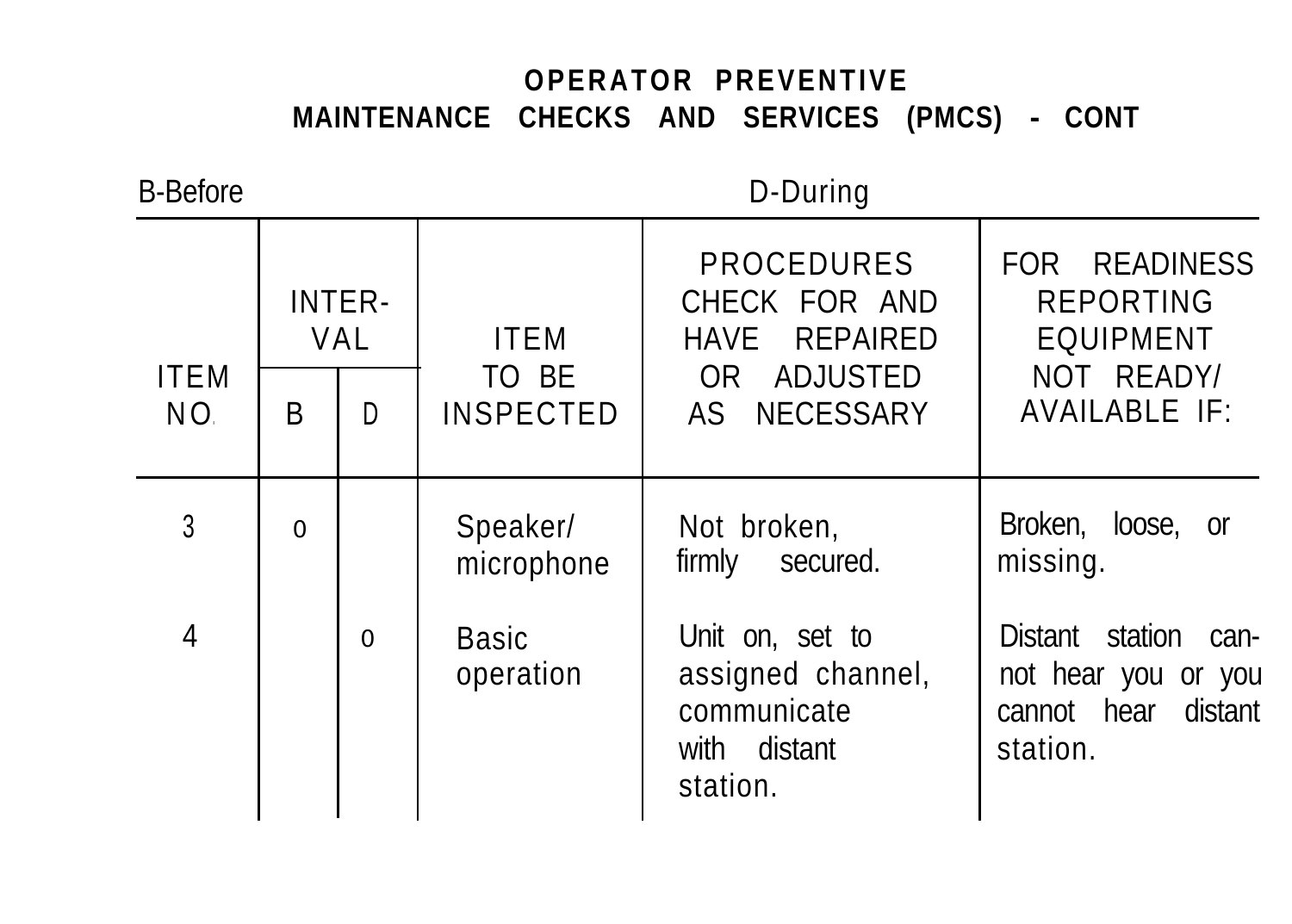# OPERATOR PREVENTIVE MAINTENANCE CHECKS AND SERVICES (PMCS) - CONT

B-Before D-During

| ITEM NO. | INTERVAL B | INTERVAL D | ITEM TO BE INSPECTED | PROCEDURES CHECK FOR AND HAVE REPAIRED OR ADJUSTED AS NECESSARY | FOR READINESS REPORTING EQUIPMENT NOT READY/ AVAILABLE IF: |
|---|---|---|---|---|---|
| 3 | o | | Speaker/ microphone | Not broken, firmly secured. | Broken, loose, or missing. |
| 4 | | o | Basic operation | Unit on, set to assigned channel, communicate with distant station. | Distant station cannot hear you or you cannot hear distant station. |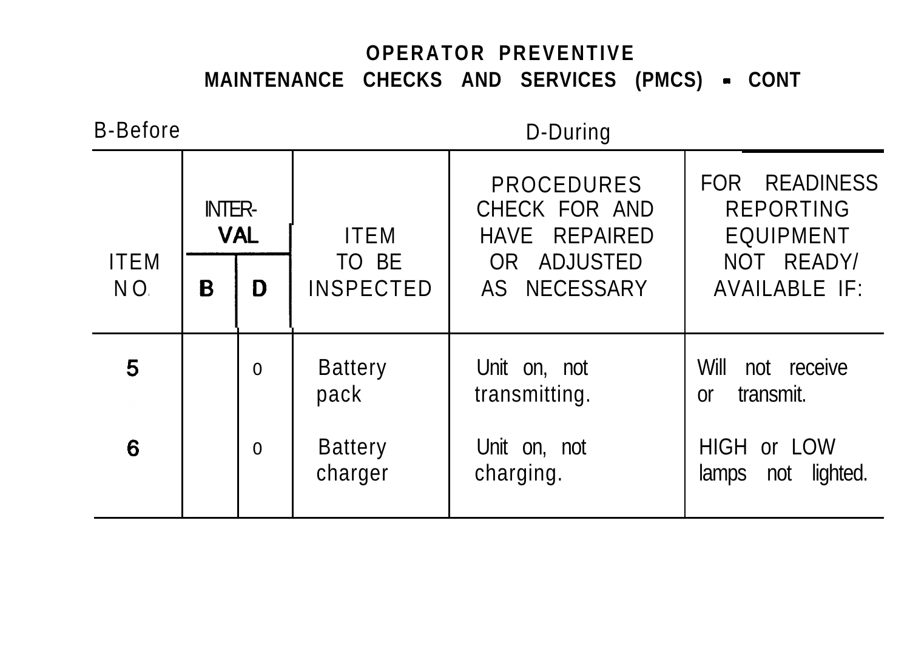## OPERATOR PREVENTIVE MAINTENANCE CHECKS AND SERVICES (PMCS) - CONT

B-Before D-During

| ITEM NO. | INTERVAL B | INTERVAL D | ITEM TO BE INSPECTED | PROCEDURES CHECK FOR AND HAVE REPAIRED OR ADJUSTED AS NECESSARY | FOR READINESS REPORTING EQUIPMENT NOT READY/ AVAILABLE IF: |
|---|---|---|---|---|---|
| 5 | | o | Battery pack | Unit on, not transmitting. | Will not receive or transmit. |
| 6 | | o | Battery charger | Unit on, not charging. | HIGH or LOW lamps not lighted. |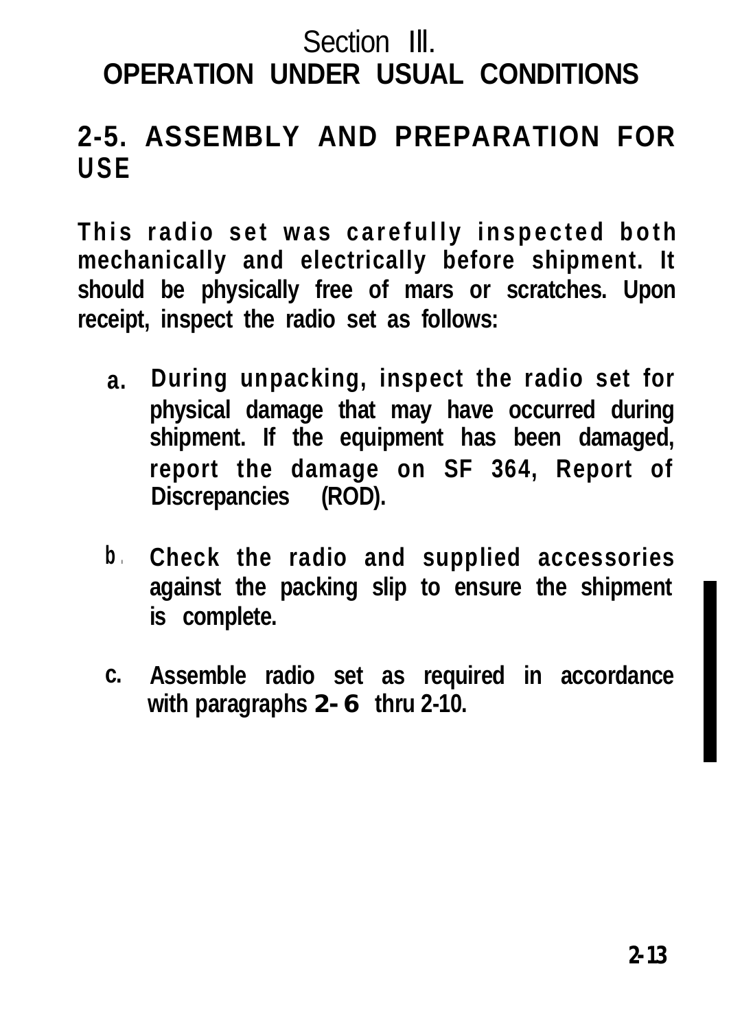# Section III.
# OPERATION UNDER USUAL CONDITIONS

## 2-5. ASSEMBLY AND PREPARATION FOR USE

**This radio set was carefully inspected both mechanically and electrically before shipment. It should be physically free of mars or scratches. Upon receipt, inspect the radio set as follows:**

**a. During unpacking, inspect the radio set for physical damage that may have occurred during shipment. If the equipment has been damaged, report the damage on SF 364, Report of Discrepancies (ROD).**

**b. Check the radio and supplied accessories against the packing slip to ensure the shipment is complete.**

**c. Assemble radio set as required in accordance with paragraphs 2-6 thru 2-10.**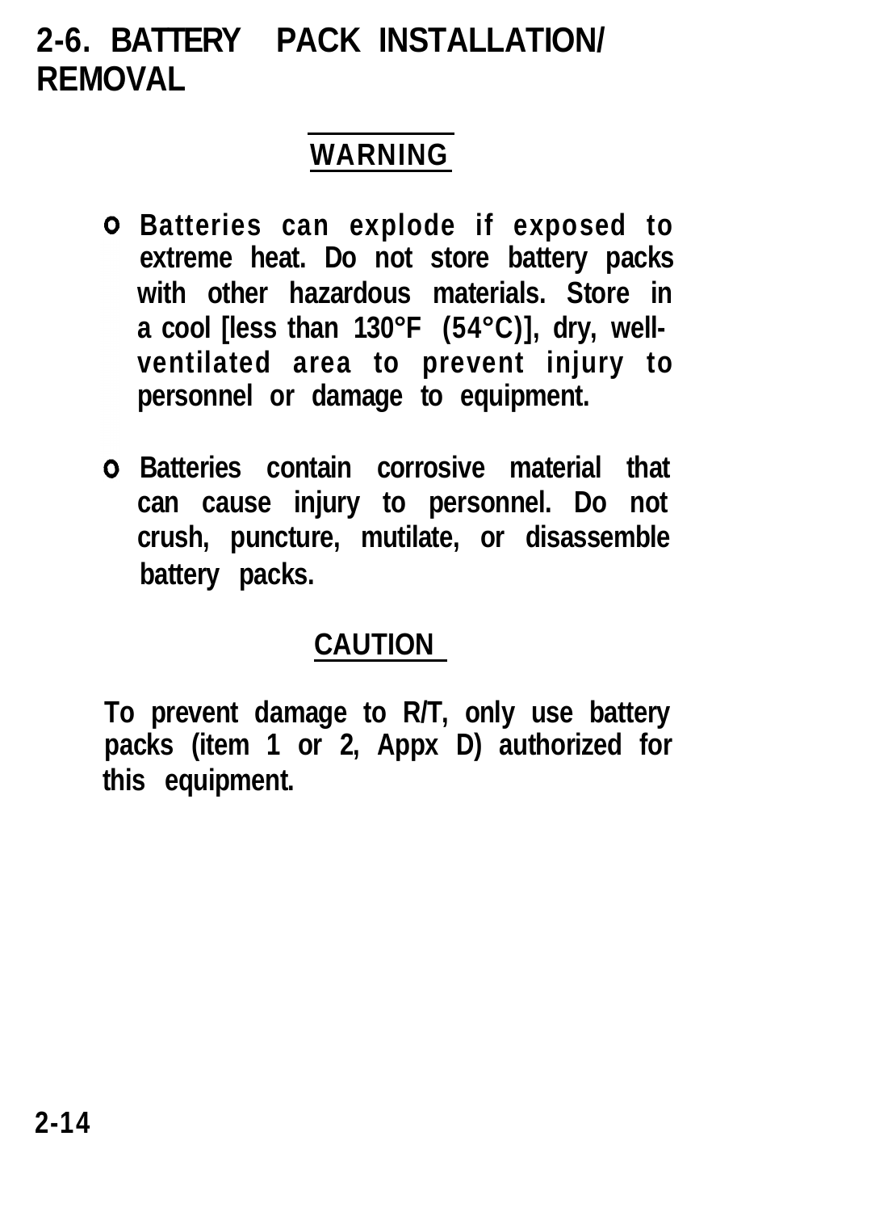## 2-6. BATTERY PACK INSTALLATION/ REMOVAL

**WARNING**

- **Batteries can explode if exposed to extreme heat. Do not store battery packs with other hazardous materials. Store in a cool [less than 130°F (54°C)], dry, well-ventilated area to prevent injury to personnel or damage to equipment.**
- **Batteries contain corrosive material that can cause injury to personnel. Do not crush, puncture, mutilate, or disassemble battery packs.**

**CAUTION**

**To prevent damage to R/T, only use battery packs (item 1 or 2, Appx D) authorized for this equipment.**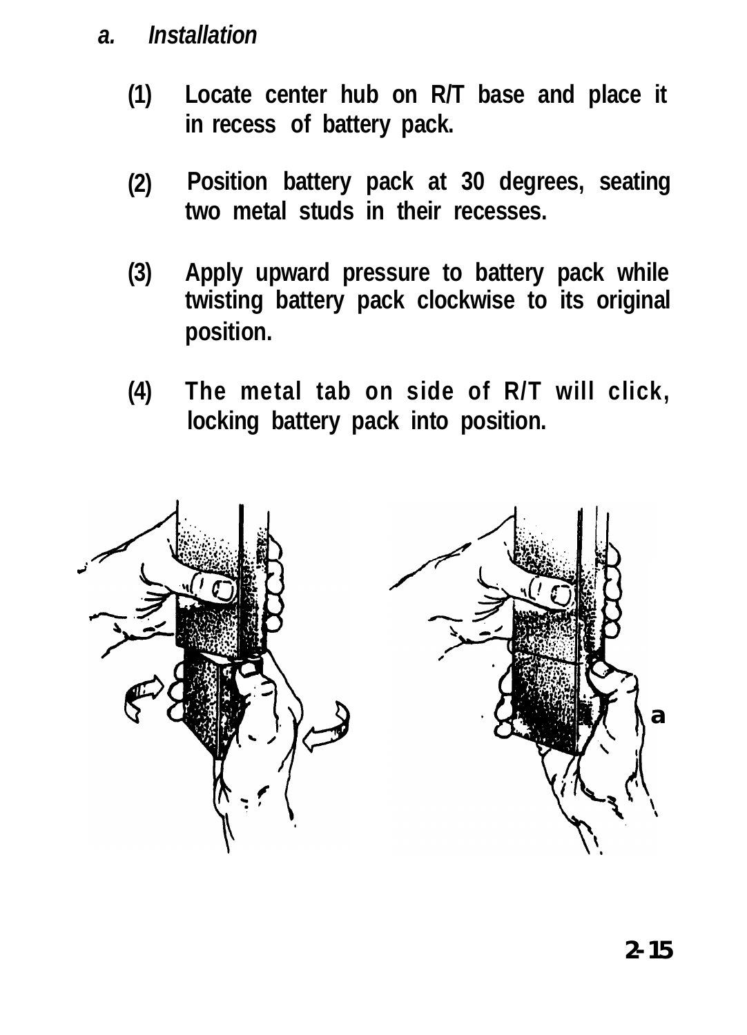*a. Installation*

**(1) Locate center hub on R/T base and place it in recess of battery pack.**

**(2) Position battery pack at 30 degrees, seating two metal studs in their recesses.**

**(3) Apply upward pressure to battery pack while twisting battery pack clockwise to its original position.**

**(4) The metal tab on side of R/T will click, locking battery pack into position.**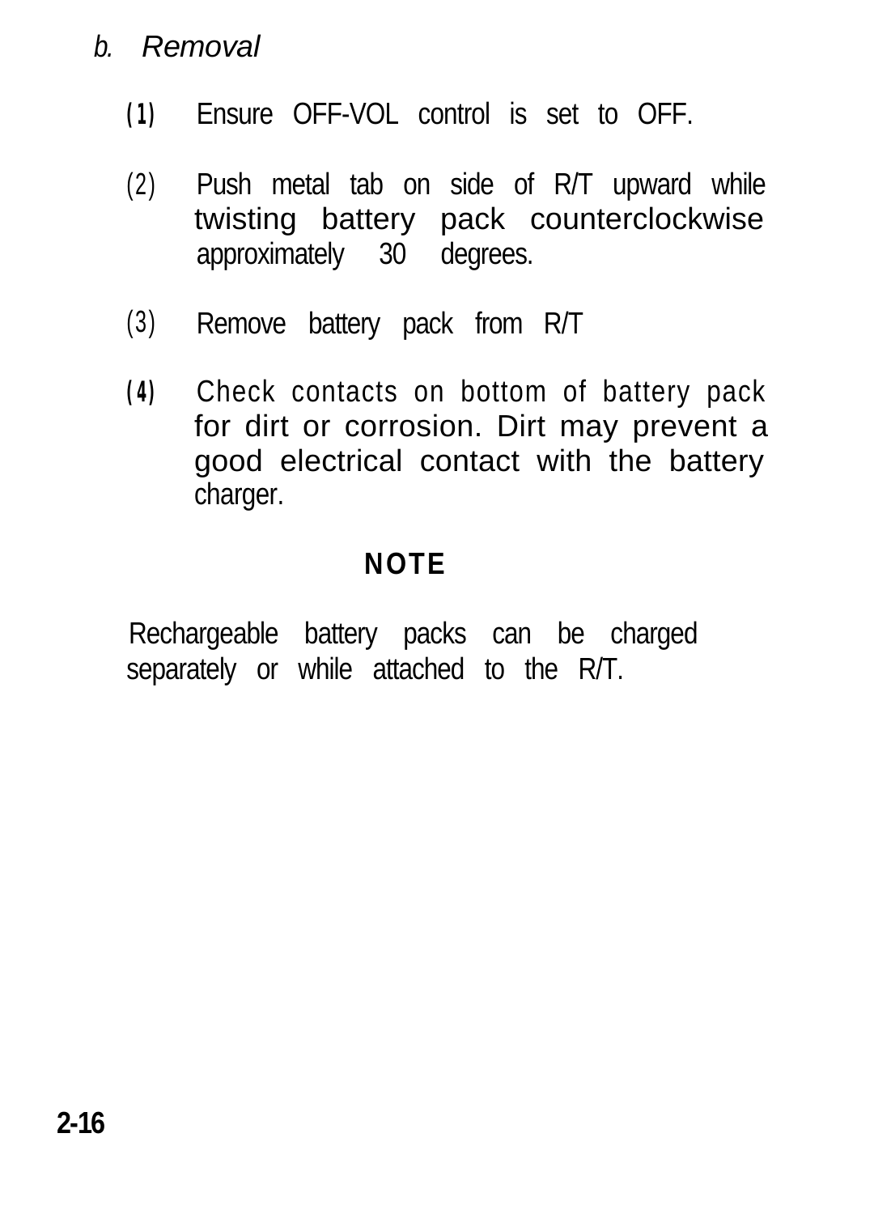*b. Removal*

(1) Ensure OFF-VOL control is set to OFF.

(2) Push metal tab on side of R/T upward while twisting battery pack counterclockwise approximately 30 degrees.

(3) Remove battery pack from R/T

(4) Check contacts on bottom of battery pack for dirt or corrosion. Dirt may prevent a good electrical contact with the battery charger.

**NOTE**

Rechargeable battery packs can be charged separately or while attached to the R/T.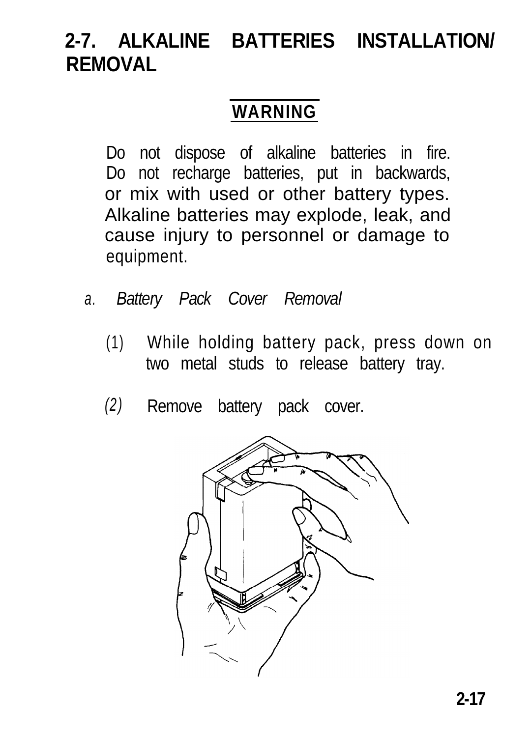# 2-7. ALKALINE BATTERIES INSTALLATION/ REMOVAL

**WARNING**

Do not dispose of alkaline batteries in fire. Do not recharge batteries, put in backwards, or mix with used or other battery types. Alkaline batteries may explode, leak, and cause injury to personnel or damage to equipment.

*a. Battery Pack Cover Removal*

(1) While holding battery pack, press down on two metal studs to release battery tray.

(2) Remove battery pack cover.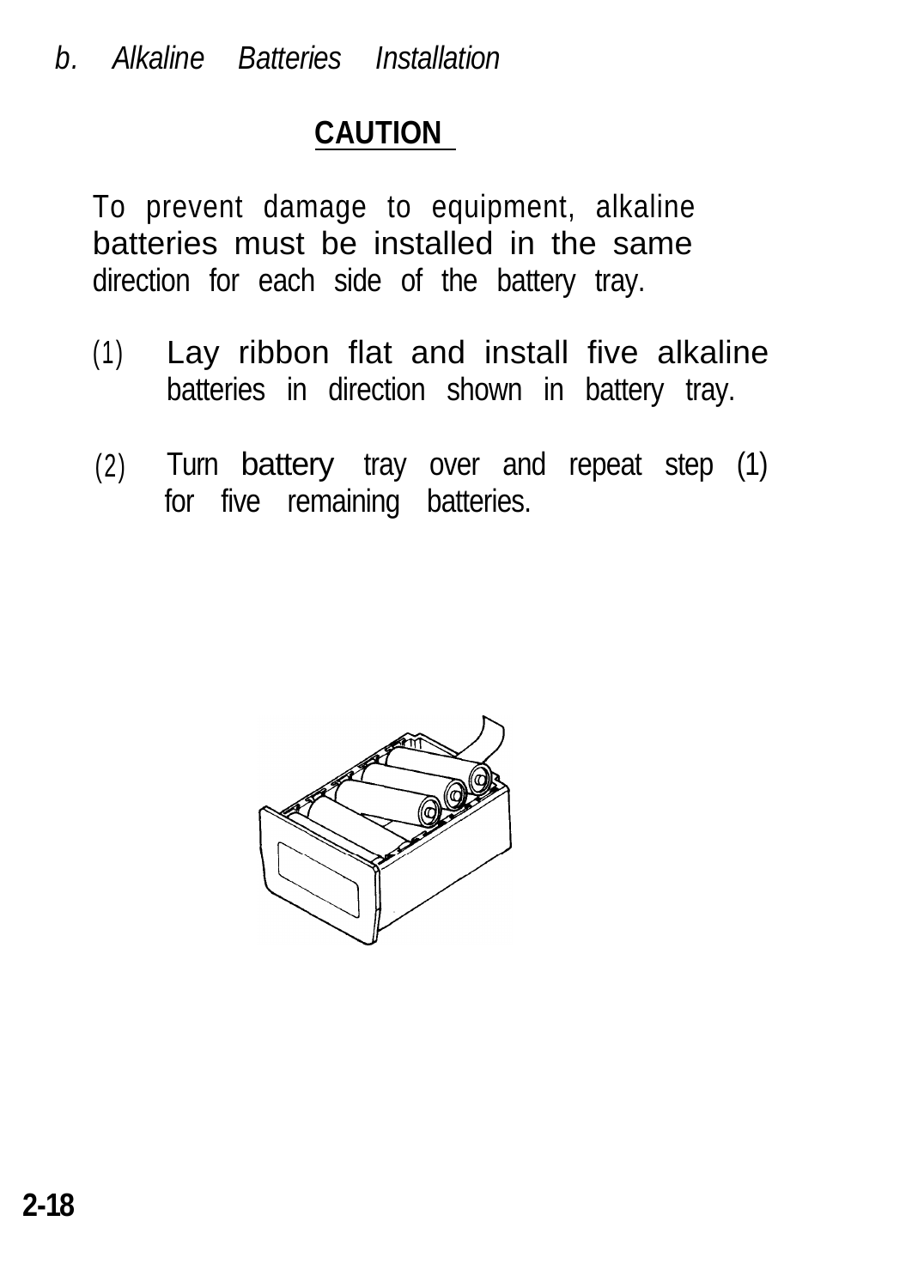*b. Alkaline Batteries Installation*

**CAUTION**

To prevent damage to equipment, alkaline batteries must be installed in the same direction for each side of the battery tray.

(1) Lay ribbon flat and install five alkaline batteries in direction shown in battery tray.

(2) Turn battery tray over and repeat step (1) for five remaining batteries.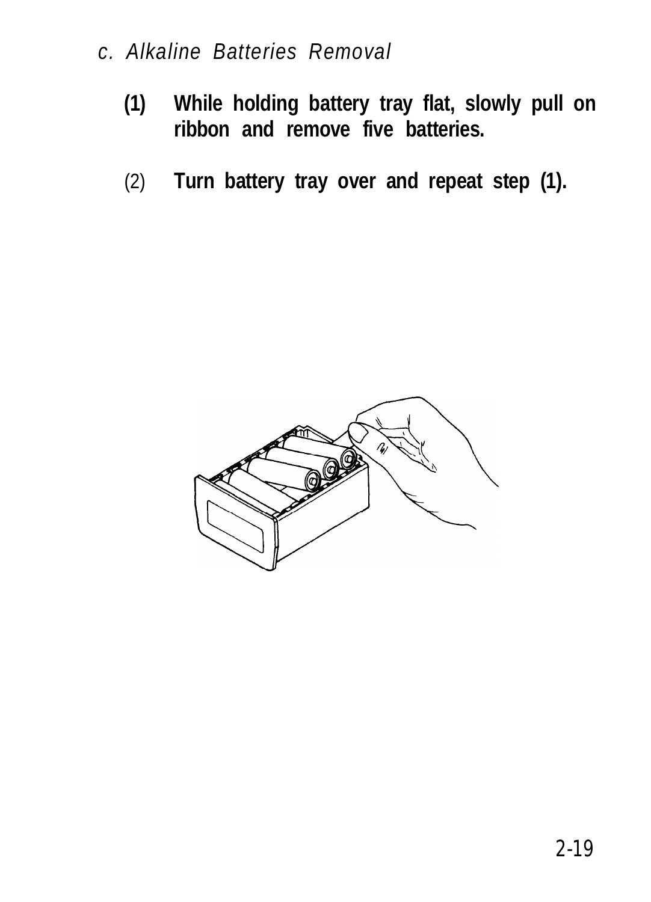*c. Alkaline Batteries Removal*

**(1)** **While holding battery tray flat, slowly pull on ribbon and remove five batteries.**

(2) **Turn battery tray over and repeat step (1).**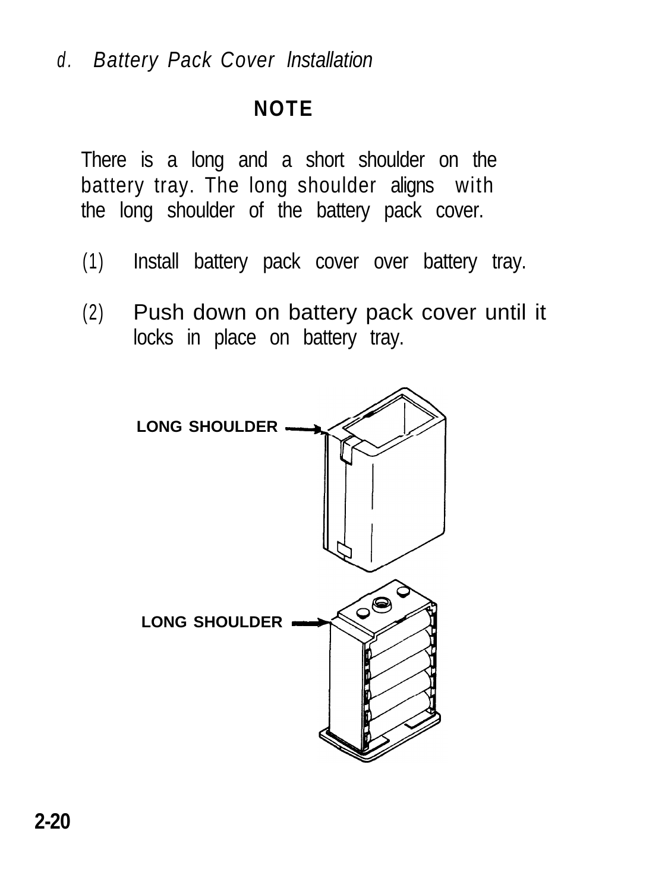*d. Battery Pack Cover Installation*

**NOTE**

There is a long and a short shoulder on the battery tray. The long shoulder aligns with the long shoulder of the battery pack cover.

(1) Install battery pack cover over battery tray.

(2) Push down on battery pack cover until it locks in place on battery tray.

LONG SHOULDER

LONG SHOULDER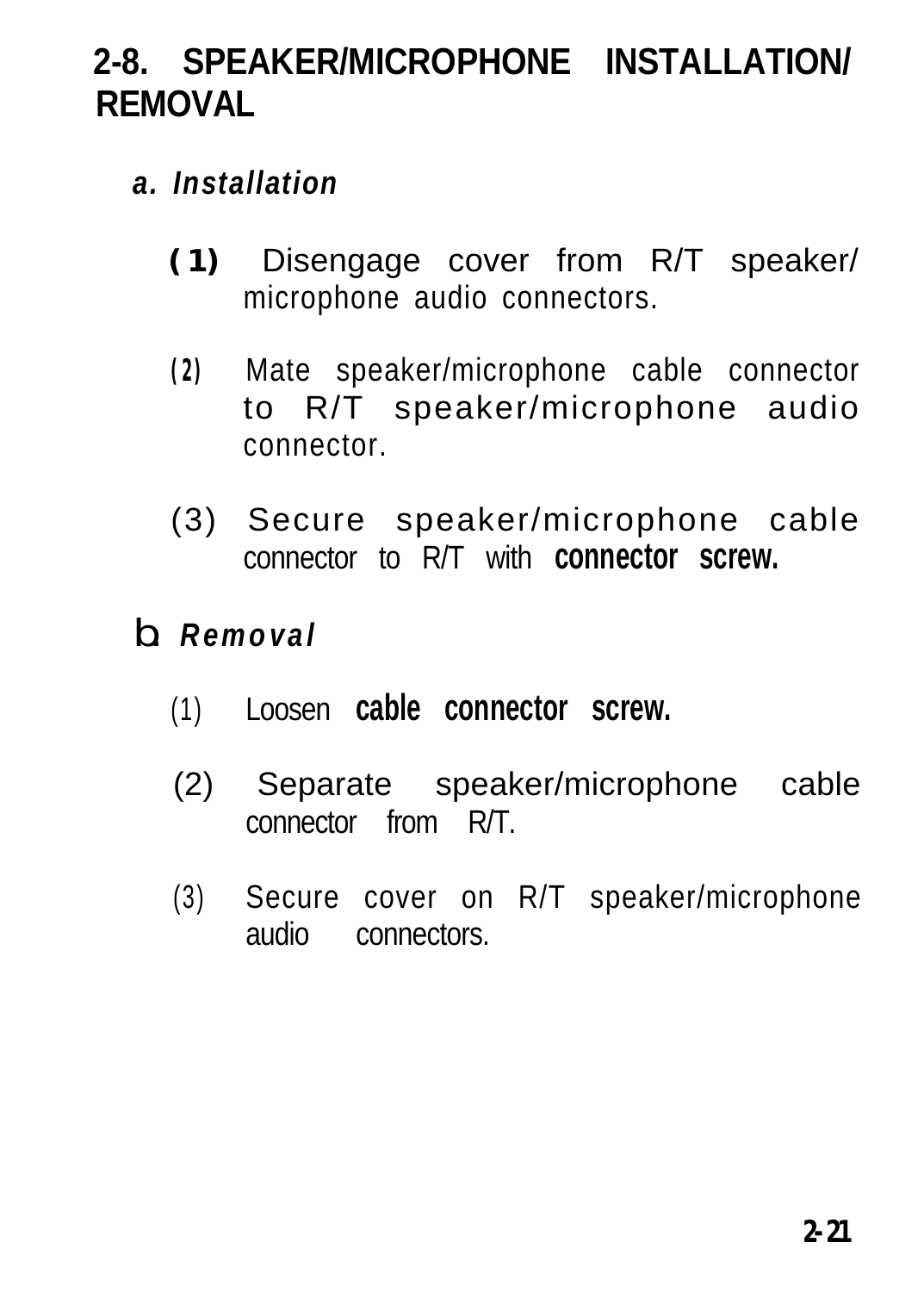## 2-8. SPEAKER/MICROPHONE INSTALLATION/ REMOVAL

### *a. Installation*

(1) Disengage cover from R/T speaker/ microphone audio connectors.

(2) Mate speaker/microphone cable connector to R/T speaker/microphone audio connector.

(3) Secure speaker/microphone cable connector to R/T with **connector screw.**

### *b. Removal*

(1) Loosen **cable connector screw.**

(2) Separate speaker/microphone cable connector from R/T.

(3) Secure cover on R/T speaker/microphone audio connectors.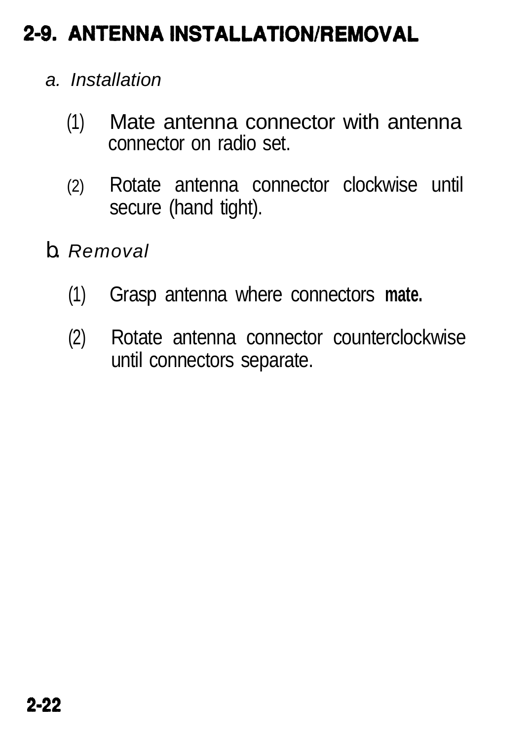## 2-9. ANTENNA INSTALLATION/REMOVAL

*a. Installation*

(1) Mate antenna connector with antenna connector on radio set.

(2) Rotate antenna connector clockwise until secure (hand tight).

b. *Removal*

(1) Grasp antenna where connectors mate.

(2) Rotate antenna connector counterclockwise until connectors separate.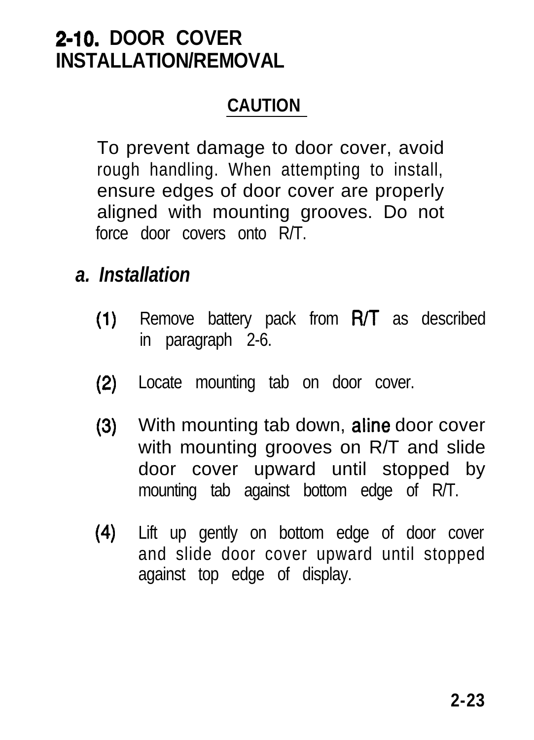## 2-10. DOOR COVER INSTALLATION/REMOVAL

**CAUTION**

To prevent damage to door cover, avoid rough handling. When attempting to install, ensure edges of door cover are properly aligned with mounting grooves. Do not force door covers onto R/T.

### *a. Installation*

(1) Remove battery pack from R/T as described in paragraph 2-6.

(2) Locate mounting tab on door cover.

(3) With mounting tab down, aline door cover with mounting grooves on R/T and slide door cover upward until stopped by mounting tab against bottom edge of R/T.

(4) Lift up gently on bottom edge of door cover and slide door cover upward until stopped against top edge of display.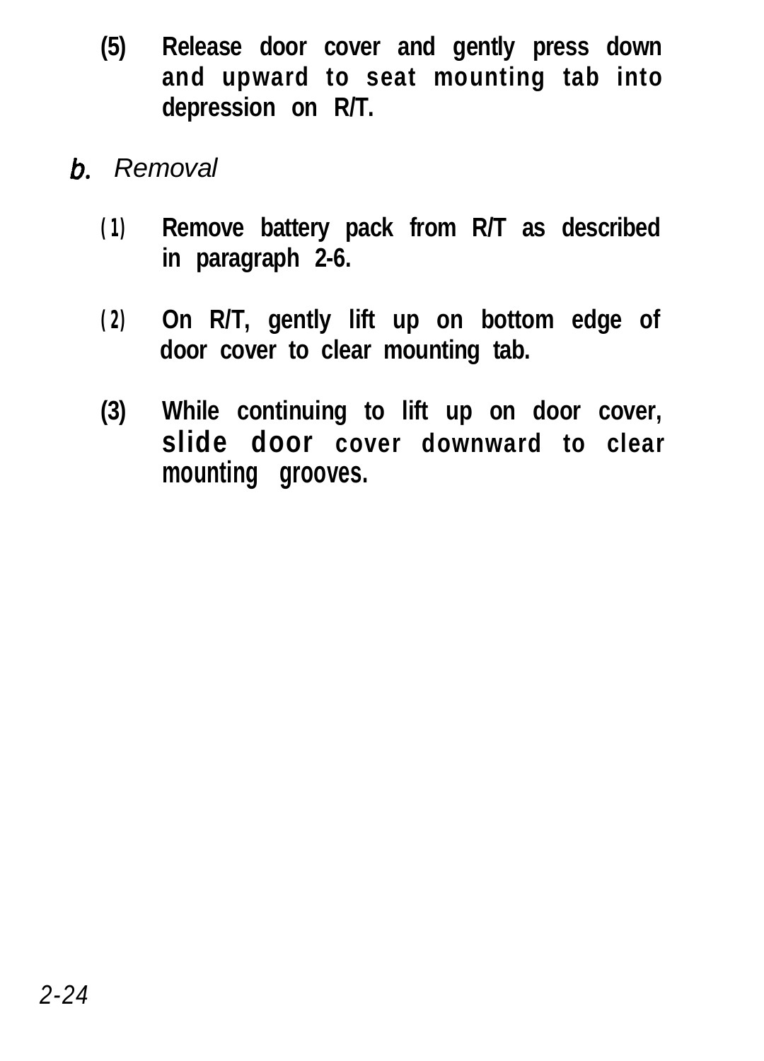**(5) Release door cover and gently press down and upward to seat mounting tab into depression on R/T.**

*b. Removal*

**(1) Remove battery pack from R/T as described in paragraph 2-6.**

**(2) On R/T, gently lift up on bottom edge of door cover to clear mounting tab.**

**(3) While continuing to lift up on door cover, slide door cover downward to clear mounting grooves.**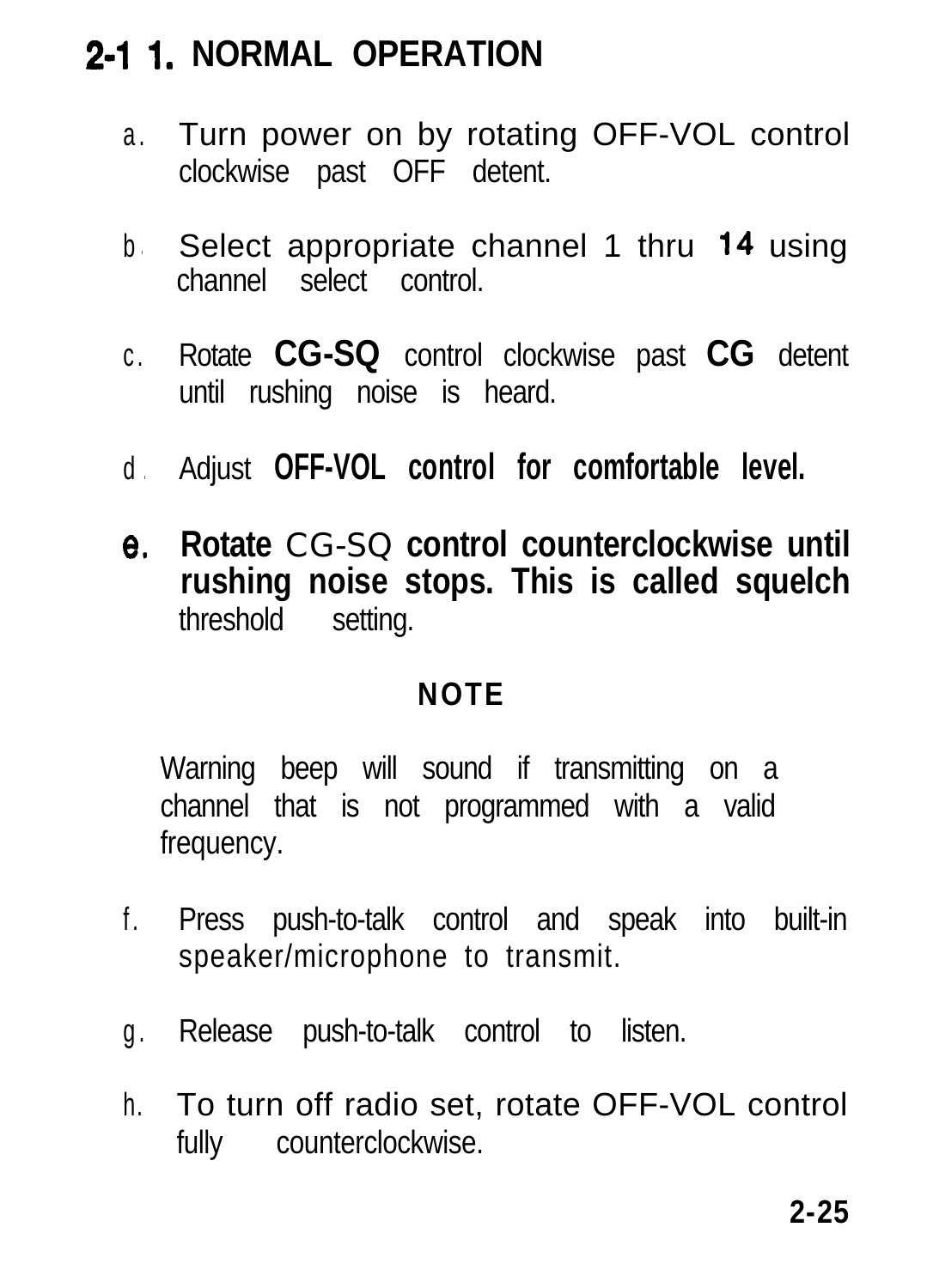## 2-11. NORMAL OPERATION

a. Turn power on by rotating OFF-VOL control clockwise past OFF detent.

b. Select appropriate channel 1 thru 14 using channel select control.

c. Rotate **CG-SQ** control clockwise past **CG** detent until rushing noise is heard.

d. Adjust **OFF-VOL control for comfortable level.**

e. **Rotate** CG-SQ **control counterclockwise until rushing noise stops. This is called squelch** threshold setting.

**NOTE**

Warning beep will sound if transmitting on a channel that is not programmed with a valid frequency.

f. Press push-to-talk control and speak into built-in speaker/microphone to transmit.

g. Release push-to-talk control to listen.

h. To turn off radio set, rotate OFF-VOL control fully counterclockwise.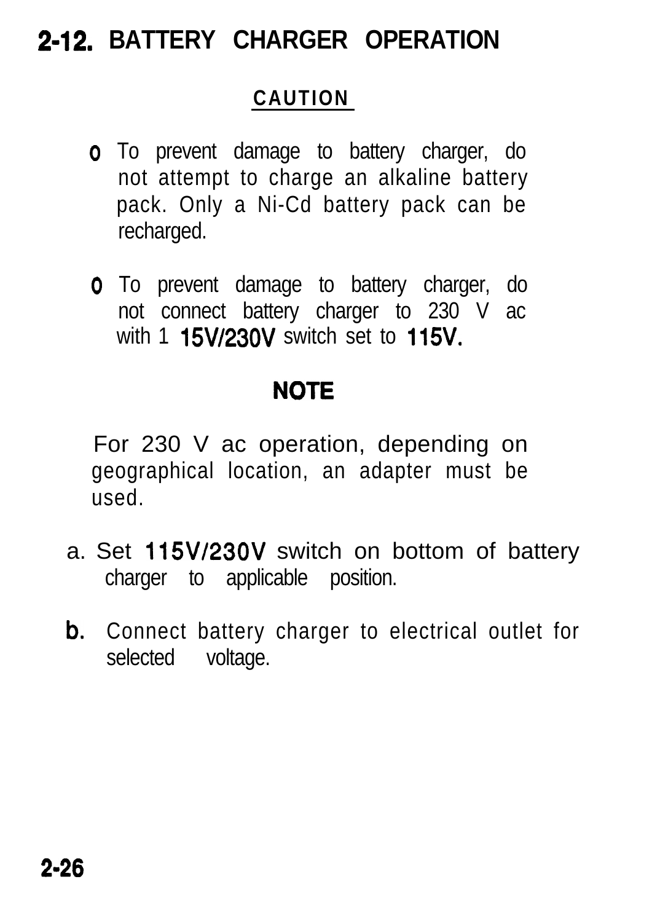## 2-12. BATTERY CHARGER OPERATION

**CAUTION**

- To prevent damage to battery charger, do not attempt to charge an alkaline battery pack. Only a Ni-Cd battery pack can be recharged.
- To prevent damage to battery charger, do not connect battery charger to 230 V ac with 1 15V/230V switch set to 115V.

**NOTE**

For 230 V ac operation, depending on geographical location, an adapter must be used.

a. Set 115V/230V switch on bottom of battery charger to applicable position.

b. Connect battery charger to electrical outlet for selected voltage.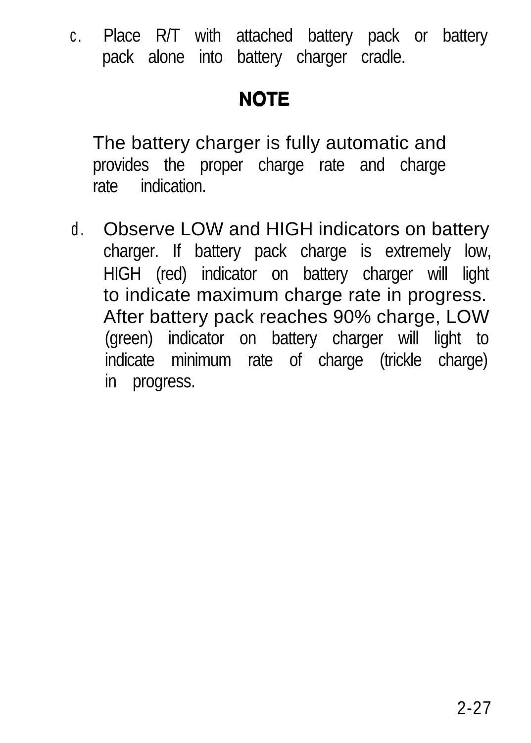c. Place R/T with attached battery pack or battery pack alone into battery charger cradle.

**NOTE**

The battery charger is fully automatic and provides the proper charge rate and charge rate indication.

d. Observe LOW and HIGH indicators on battery charger. If battery pack charge is extremely low, HIGH (red) indicator on battery charger will light to indicate maximum charge rate in progress. After battery pack reaches 90% charge, LOW (green) indicator on battery charger will light to indicate minimum rate of charge (trickle charge) in progress.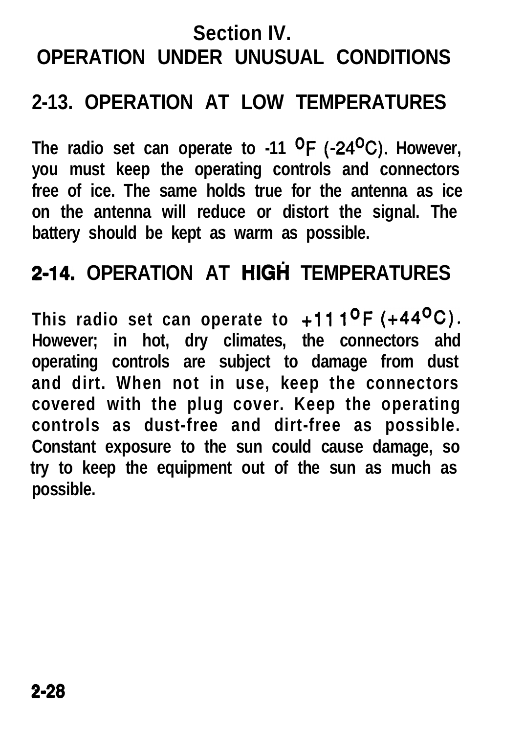## Section IV. OPERATION UNDER UNUSUAL CONDITIONS

### 2-13. OPERATION AT LOW TEMPERATURES

The radio set can operate to -11 °F (-24°C). However, you must keep the operating controls and connectors free of ice. The same holds true for the antenna as ice on the antenna will reduce or distort the signal. The battery should be kept as warm as possible.

### 2-14. OPERATION AT HIGH TEMPERATURES

This radio set can operate to +111°F (+44°C). However; in hot, dry climates, the connectors ahd operating controls are subject to damage from dust and dirt. When not in use, keep the connectors covered with the plug cover. Keep the operating controls as dust-free and dirt-free as possible. Constant exposure to the sun could cause damage, so try to keep the equipment out of the sun as much as possible.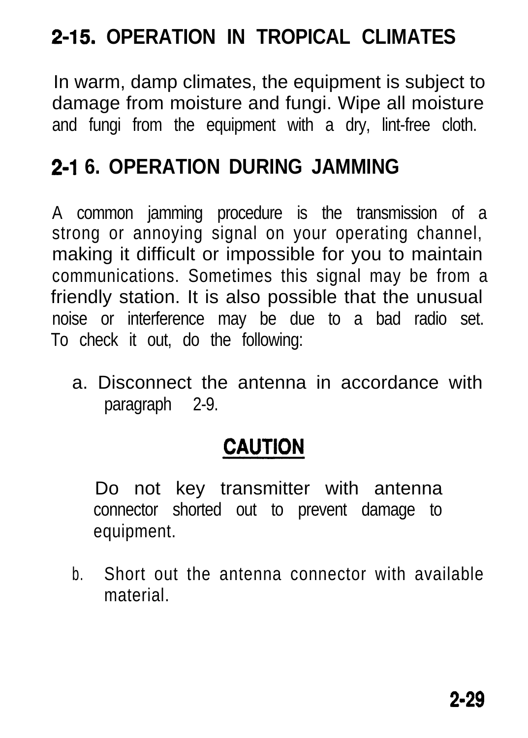## 2-15. OPERATION IN TROPICAL CLIMATES

In warm, damp climates, the equipment is subject to damage from moisture and fungi. Wipe all moisture and fungi from the equipment with a dry, lint-free cloth.

## 2-16. OPERATION DURING JAMMING

A common jamming procedure is the transmission of a strong or annoying signal on your operating channel, making it difficult or impossible for you to maintain communications. Sometimes this signal may be from a friendly station. It is also possible that the unusual noise or interference may be due to a bad radio set. To check it out, do the following:

a. Disconnect the antenna in accordance with paragraph 2-9.

**CAUTION**

Do not key transmitter with antenna connector shorted out to prevent damage to equipment.

b. Short out the antenna connector with available material.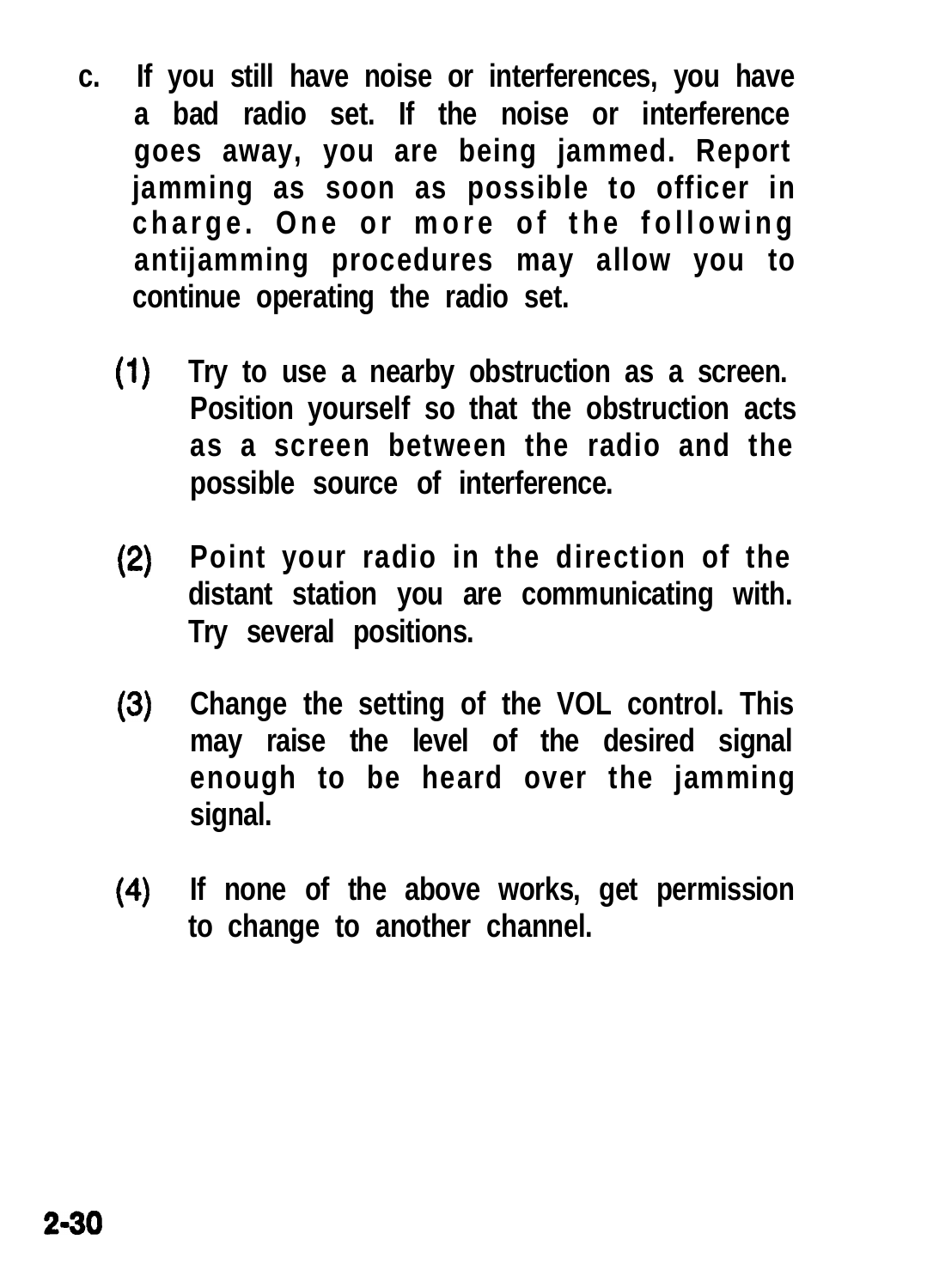c. If you still have noise or interferences, you have a bad radio set. If the noise or interference goes away, you are being jammed. Report jamming as soon as possible to officer in charge. One or more of the following antijamming procedures may allow you to continue operating the radio set.

(1) Try to use a nearby obstruction as a screen. Position yourself so that the obstruction acts as a screen between the radio and the possible source of interference.

(2) Point your radio in the direction of the distant station you are communicating with. Try several positions.

(3) Change the setting of the VOL control. This may raise the level of the desired signal enough to be heard over the jamming signal.

(4) If none of the above works, get permission to change to another channel.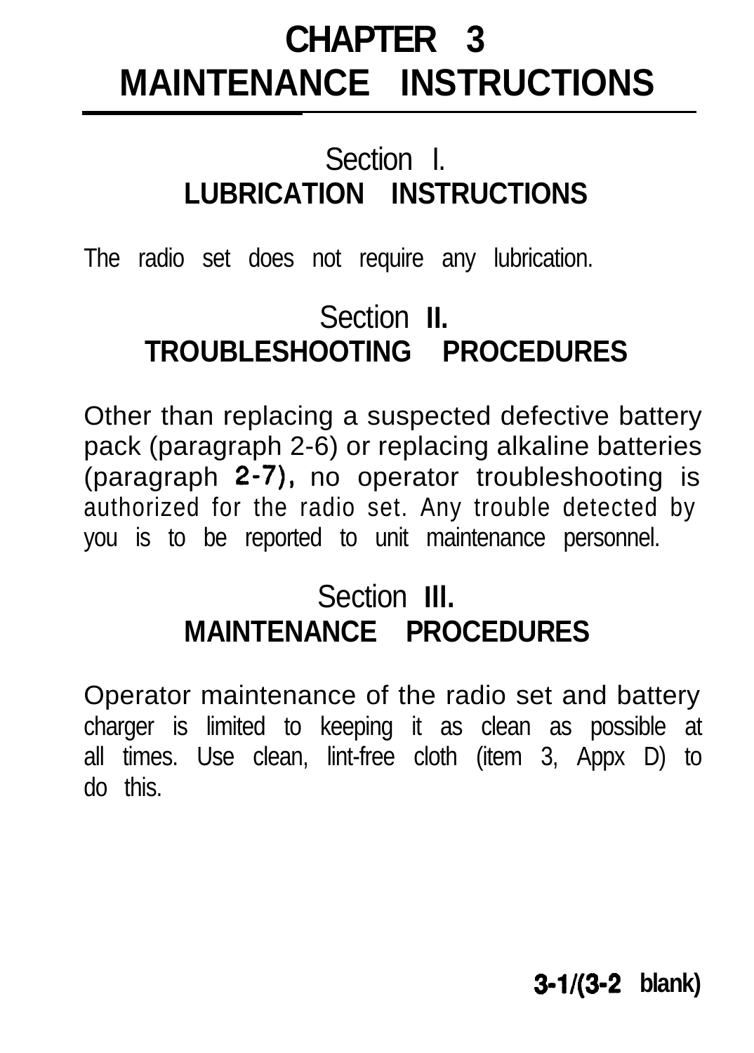# CHAPTER 3
# MAINTENANCE INSTRUCTIONS

## Section I.
## LUBRICATION INSTRUCTIONS

The radio set does not require any lubrication.

## Section II.
## TROUBLESHOOTING PROCEDURES

Other than replacing a suspected defective battery pack (paragraph 2-6) or replacing alkaline batteries (paragraph 2-7), no operator troubleshooting is authorized for the radio set. Any trouble detected by you is to be reported to unit maintenance personnel.

## Section III.
## MAINTENANCE PROCEDURES

Operator maintenance of the radio set and battery charger is limited to keeping it as clean as possible at all times. Use clean, lint-free cloth (item 3, Appx D) to do this.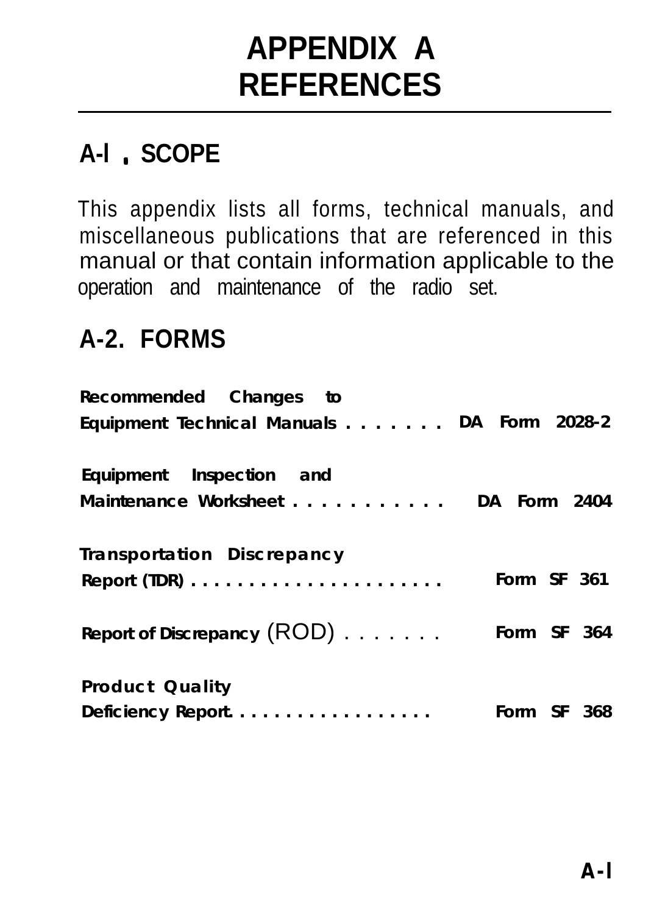# APPENDIX A
# REFERENCES

## A-l . SCOPE

This appendix lists all forms, technical manuals, and miscellaneous publications that are referenced in this manual or that contain information applicable to the operation and maintenance of the radio set.

## A-2. FORMS

| | |
|---|---|
| Recommended Changes to Equipment Technical Manuals . . . . . . . | DA Form 2028-2 |
| Equipment Inspection and Maintenance Worksheet . . . . . . . . . . . | DA Form 2404 |
| Transportation Discrepancy Report (TDR) . . . . . . . . . . . . . . . . . . . . . . | Form SF 361 |
| Report of Discrepancy (ROD) . . . . . . . | Form SF 364 |
| Product Quality Deficiency Report. . . . . . . . . . . . . . . . . . | Form SF 368 |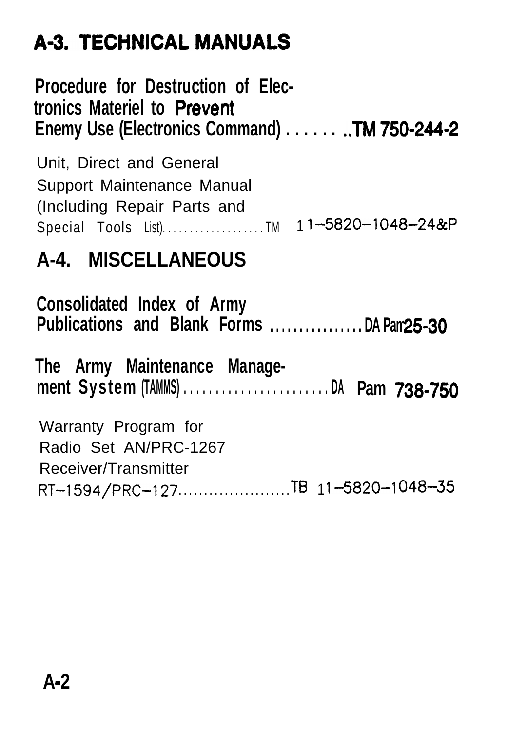## A-3. TECHNICAL MANUALS

Procedure for Destruction of Electronics Materiel to Prevent Enemy Use (Electronics Command) . . . . . . ..TM 750-244-2

Unit, Direct and General Support Maintenance Manual (Including Repair Parts and Special Tools List). . . . . . . . . . . . . . . . . . .TM 11-5820-1048-24&P

## A-4. MISCELLANEOUS

Consolidated Index of Army Publications and Blank Forms . . . . . . . . . . . . . . . .DA Pam 25-30

The Army Maintenance Management System (TAMMS) . . . . . . . . . . . . . . . . . . . . . . . .DA Pam 738-750

Warranty Program for Radio Set AN/PRC-1267 Receiver/Transmitter RT-1594/PRC-127. . . . . . . . . . . . . . . . . . . . .TB 11-5820-1048-35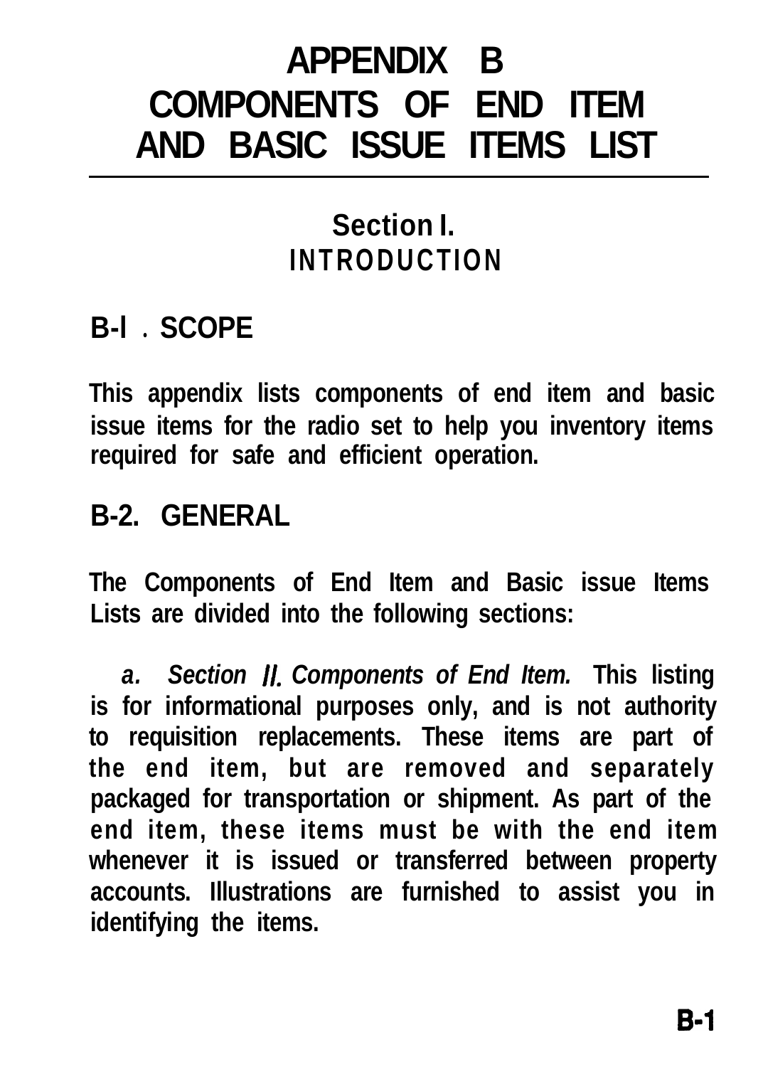# APPENDIX B
# COMPONENTS OF END ITEM AND BASIC ISSUE ITEMS LIST

## Section I. INTRODUCTION

### B-l . SCOPE

This appendix lists components of end item and basic issue items for the radio set to help you inventory items required for safe and efficient operation.

### B-2. GENERAL

The Components of End Item and Basic issue Items Lists are divided into the following sections:

*a. Section II. Components of End Item.* This listing is for informational purposes only, and is not authority to requisition replacements. These items are part of the end item, but are removed and separately packaged for transportation or shipment. As part of the end item, these items must be with the end item whenever it is issued or transferred between property accounts. Illustrations are furnished to assist you in identifying the items.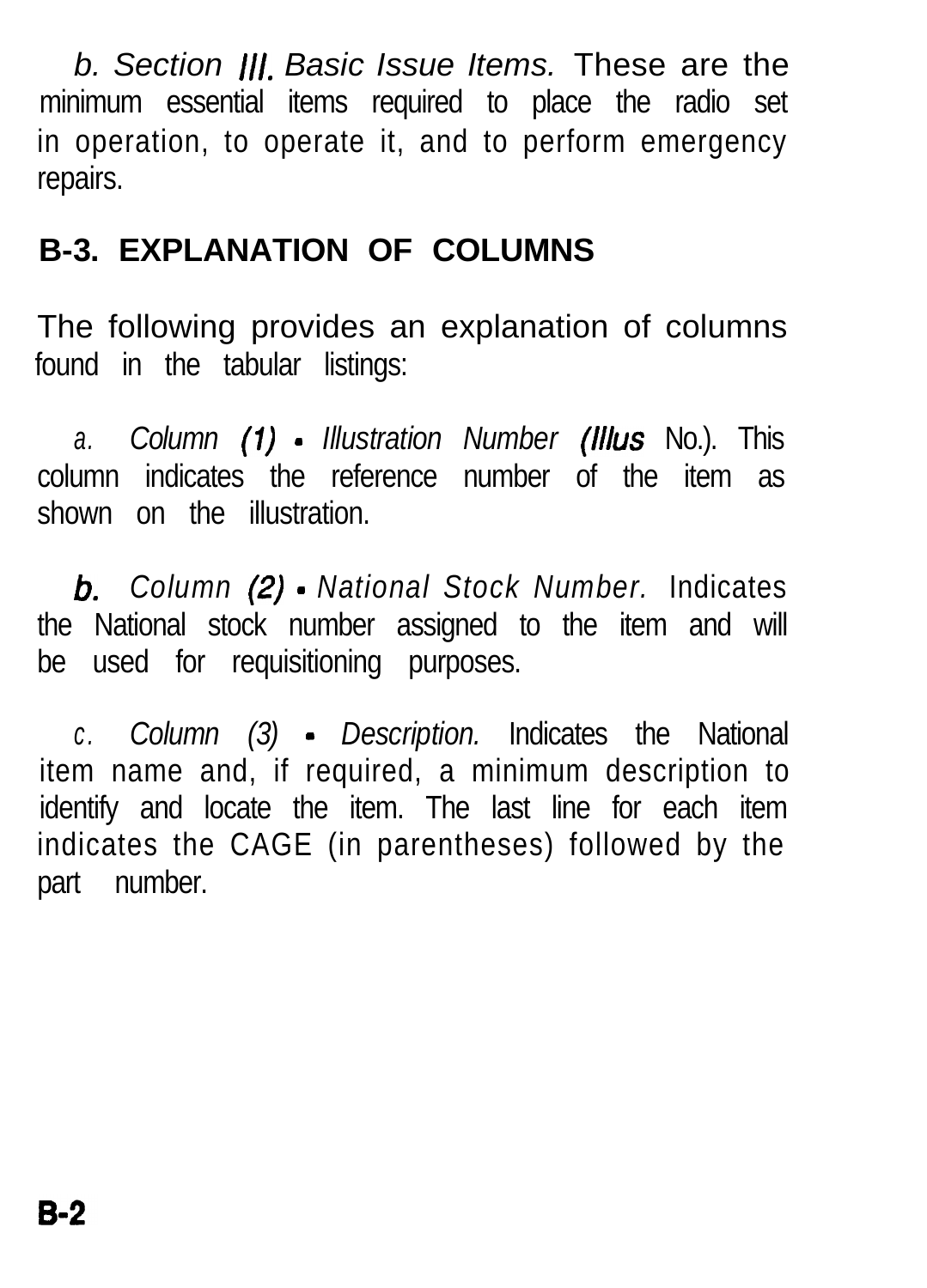*b. Section III. Basic Issue Items.* These are the minimum essential items required to place the radio set in operation, to operate it, and to perform emergency repairs.

## B-3. EXPLANATION OF COLUMNS

The following provides an explanation of columns found in the tabular listings:

*a. Column (1) - Illustration Number (Illus* No.). This column indicates the reference number of the item as shown on the illustration.

*b. Column (2) - National Stock Number.* Indicates the National stock number assigned to the item and will be used for requisitioning purposes.

*c. Column (3) - Description.* Indicates the National item name and, if required, a minimum description to identify and locate the item. The last line for each item indicates the CAGE (in parentheses) followed by the part number.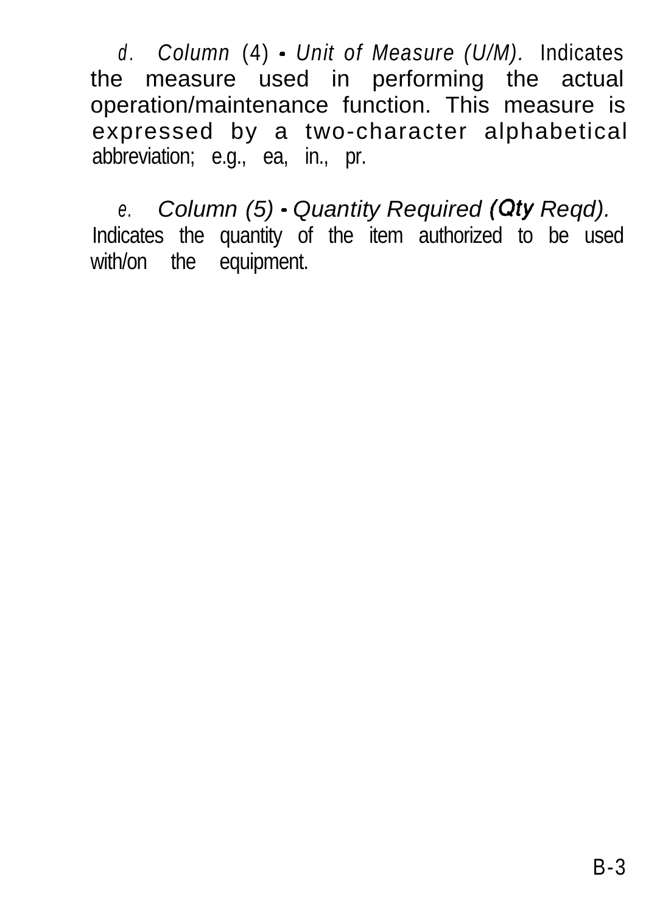*d. Column (4) - Unit of Measure (U/M).* Indicates the measure used in performing the actual operation/maintenance function. This measure is expressed by a two-character alphabetical abbreviation; e.g., ea, in., pr.

*e. Column (5) - Quantity Required (Qty Reqd).* Indicates the quantity of the item authorized to be used with/on the equipment.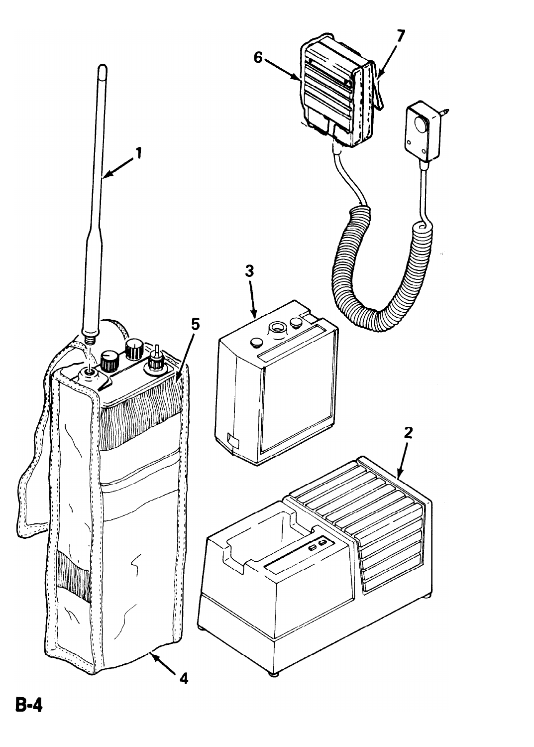1

2

3

4

5

6

7

**B-4**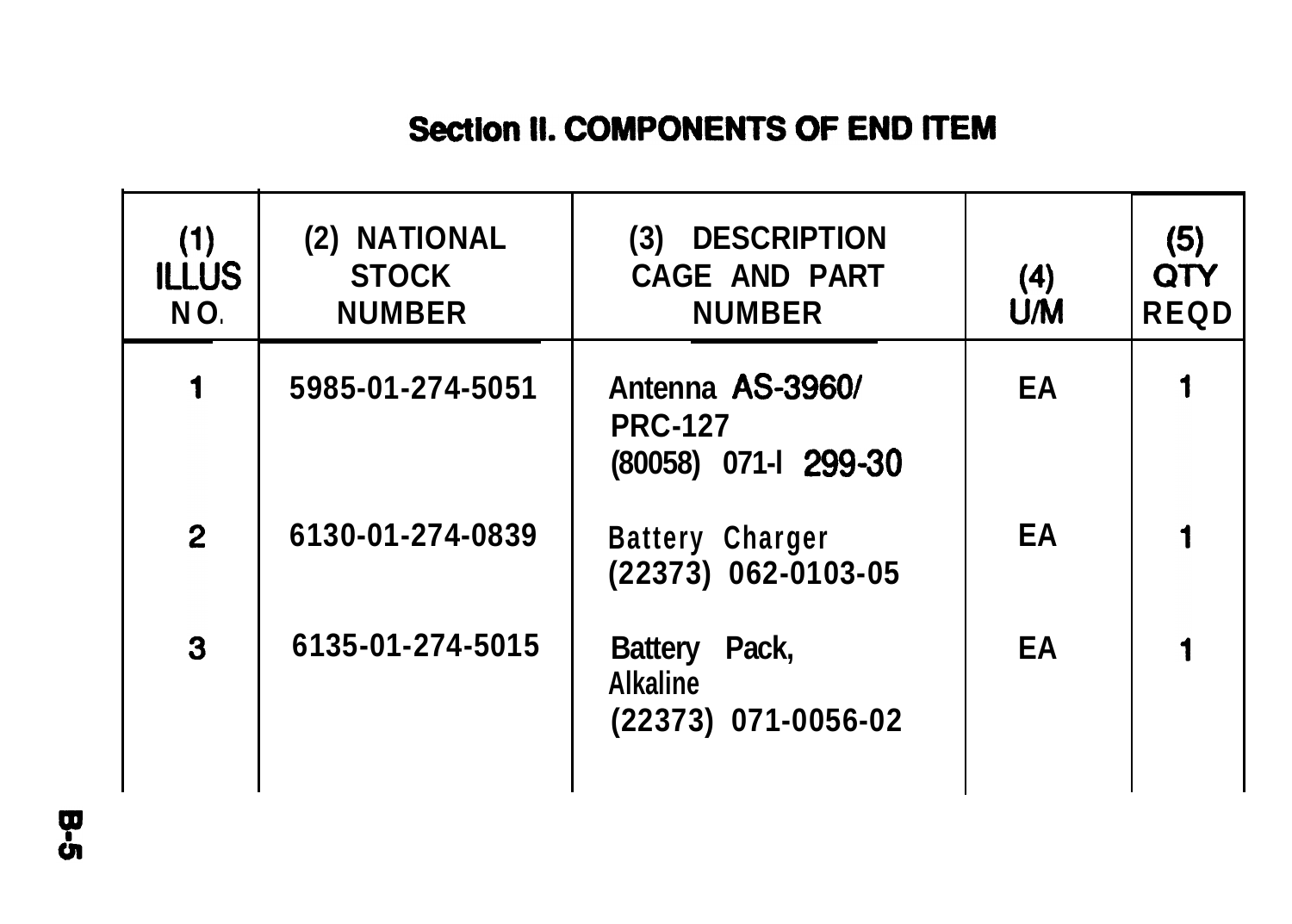## Section II. COMPONENTS OF END ITEM

| (1) ILLUS NO. | (2) NATIONAL STOCK NUMBER | (3) DESCRIPTION CAGE AND PART NUMBER | (4) U/M | (5) QTY REQD |
|---|---|---|---|---|
| 1 | 5985-01-274-5051 | Antenna AS-3960/ PRC-127 (80058) 071-l 299-30 | EA | 1 |
| 2 | 6130-01-274-0839 | Battery Charger (22373) 062-0103-05 | EA | 1 |
| 3 | 6135-01-274-5015 | Battery Pack, Alkaline (22373) 071-0056-02 | EA | 1 |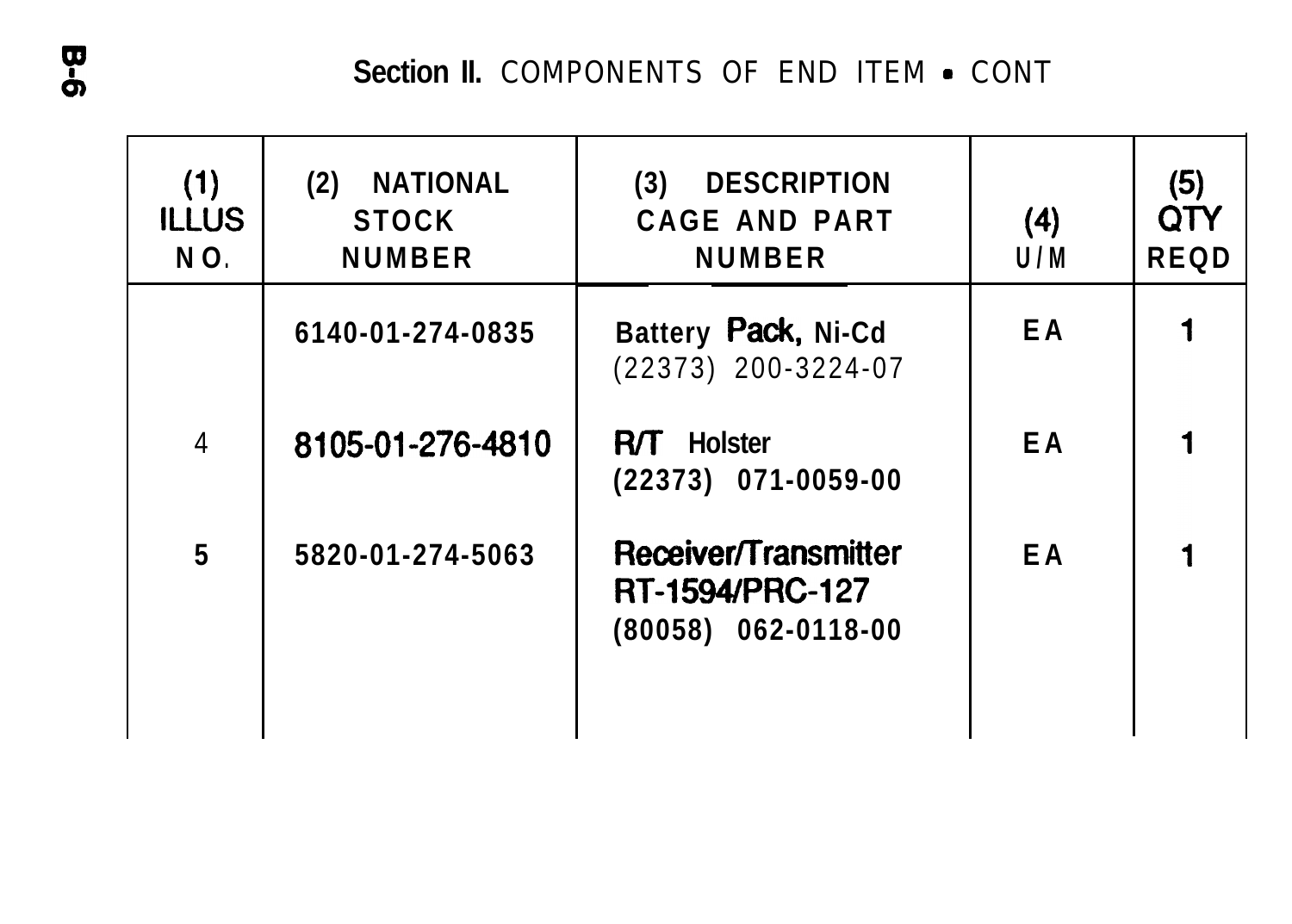## Section II. COMPONENTS OF END ITEM • CONT

| (1) ILLUS NO. | (2) NATIONAL STOCK NUMBER | (3) DESCRIPTION CAGE AND PART NUMBER | (4) U/M | (5) QTY REQD |
|---|---|---|---|---|
| | 6140-01-274-0835 | Battery Pack, Ni-Cd (22373) 200-3224-07 | EA | 1 |
| 4 | 8105-01-276-4810 | R/T Holster (22373) 071-0059-00 | EA | 1 |
| 5 | 5820-01-274-5063 | Receiver/Transmitter RT-1594/PRC-127 (80058) 062-0118-00 | EA | 1 |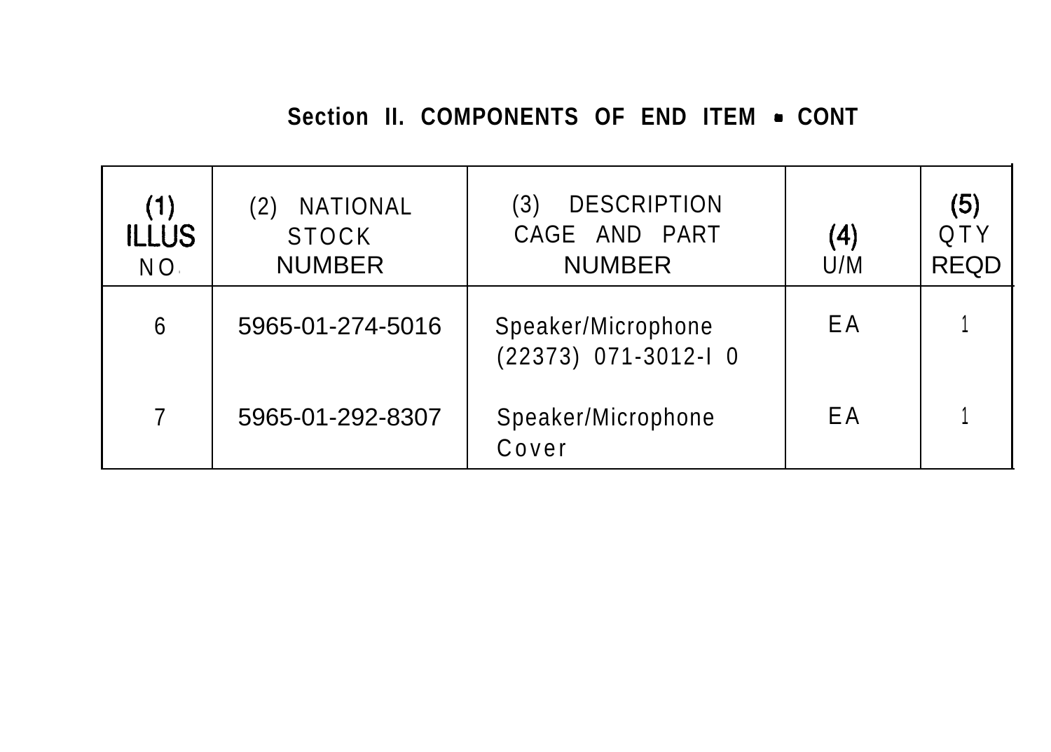## Section II. COMPONENTS OF END ITEM - CONT

| (1) ILLUS NO. | (2) NATIONAL STOCK NUMBER | (3) DESCRIPTION CAGE AND PART NUMBER | (4) U/M | (5) QTY REQD |
|---|---|---|---|---|
| 6 | 5965-01-274-5016 | Speaker/Microphone (22373) 071-3012-I 0 | EA | 1 |
| 7 | 5965-01-292-8307 | Speaker/Microphone Cover | EA | 1 |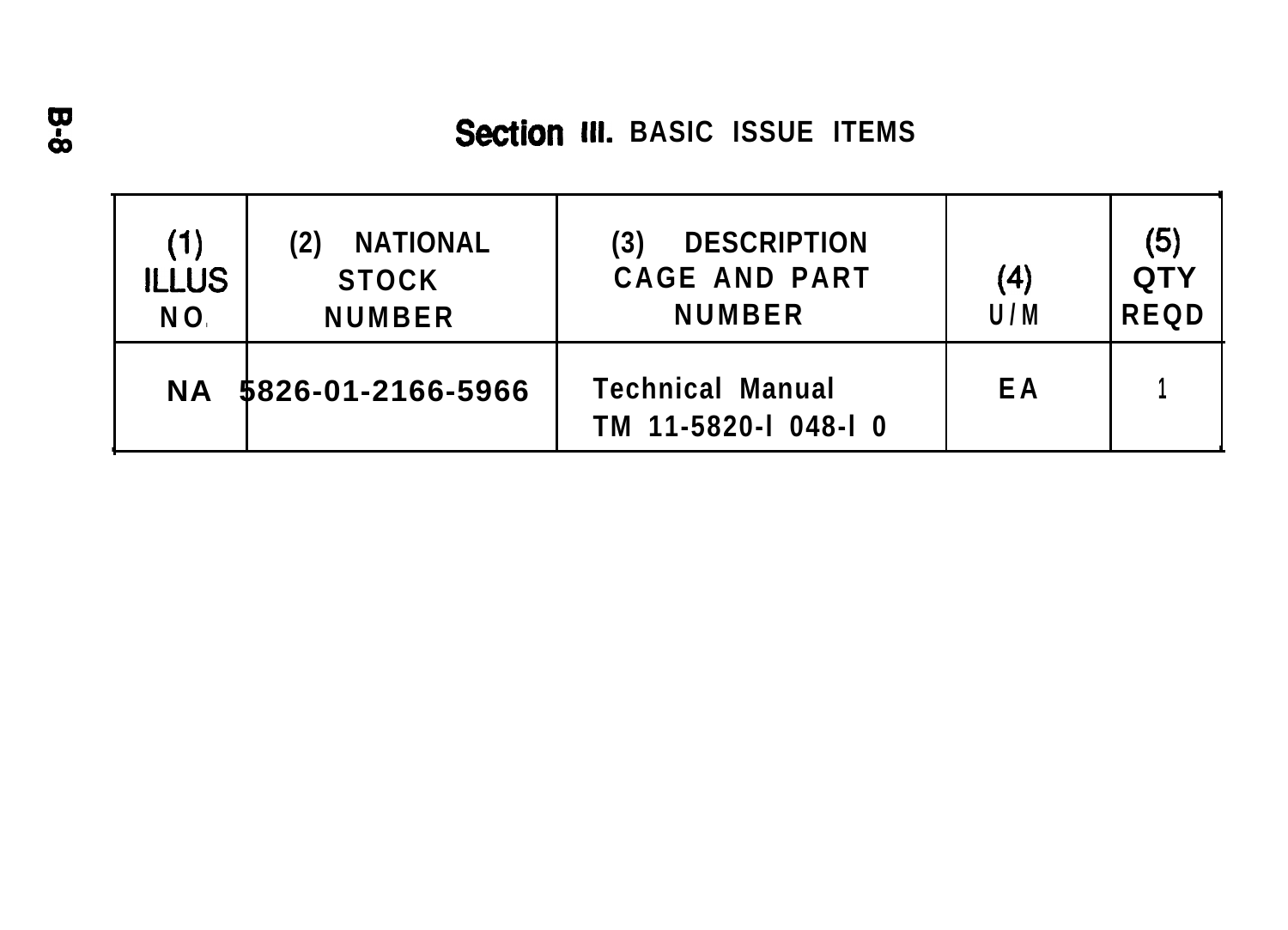## Section III. BASIC ISSUE ITEMS

| (1) ILLUS NO. | (2) NATIONAL STOCK NUMBER | (3) DESCRIPTION CAGE AND PART NUMBER | (4) U/M | (5) QTY REQD |
|---|---|---|---|---|
| NA | 5826-01-2166-5966 | Technical Manual TM 11-5820-l 048-l 0 | EA | 1 |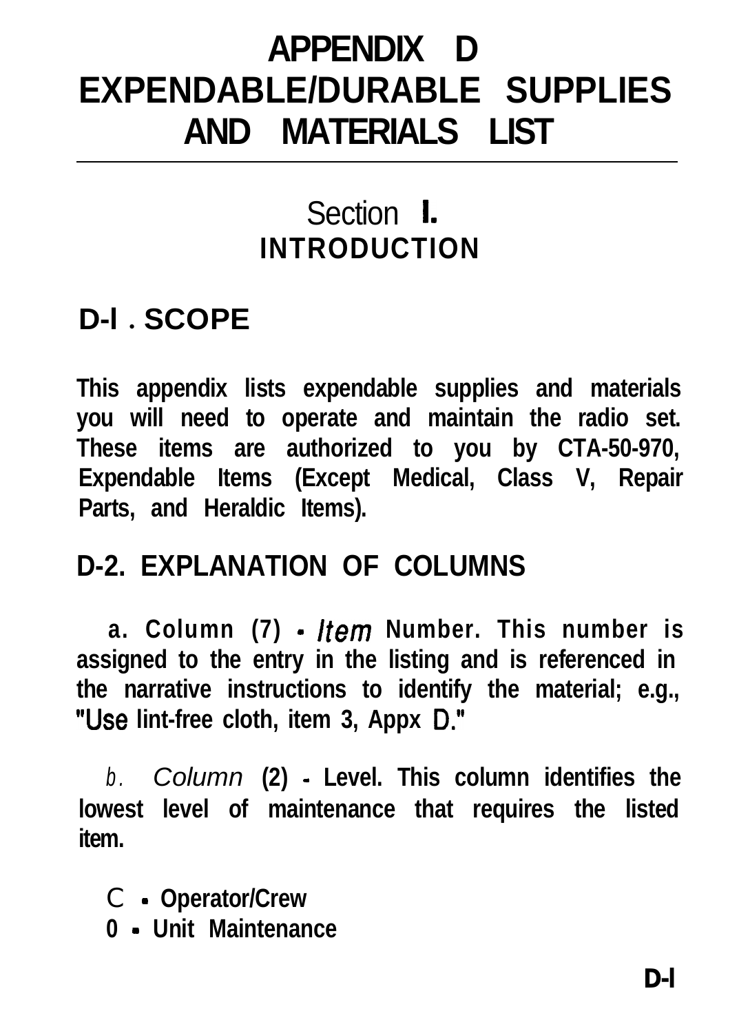# APPENDIX D
# EXPENDABLE/DURABLE SUPPLIES AND MATERIALS LIST

## Section I.
## INTRODUCTION

### D-l . SCOPE

**This appendix lists expendable supplies and materials you will need to operate and maintain the radio set. These items are authorized to you by CTA-50-970, Expendable Items (Except Medical, Class V, Repair Parts, and Heraldic Items).**

### D-2. EXPLANATION OF COLUMNS

**a. Column (7) - *Item* Number. This number is assigned to the entry in the listing and is referenced in the narrative instructions to identify the material; e.g., "Use lint-free cloth, item 3, Appx D."**

*b. Column* **(2) - Level. This column identifies the lowest level of maintenance that requires the listed item.**

C - **Operator/Crew**
**0 - Unit Maintenance**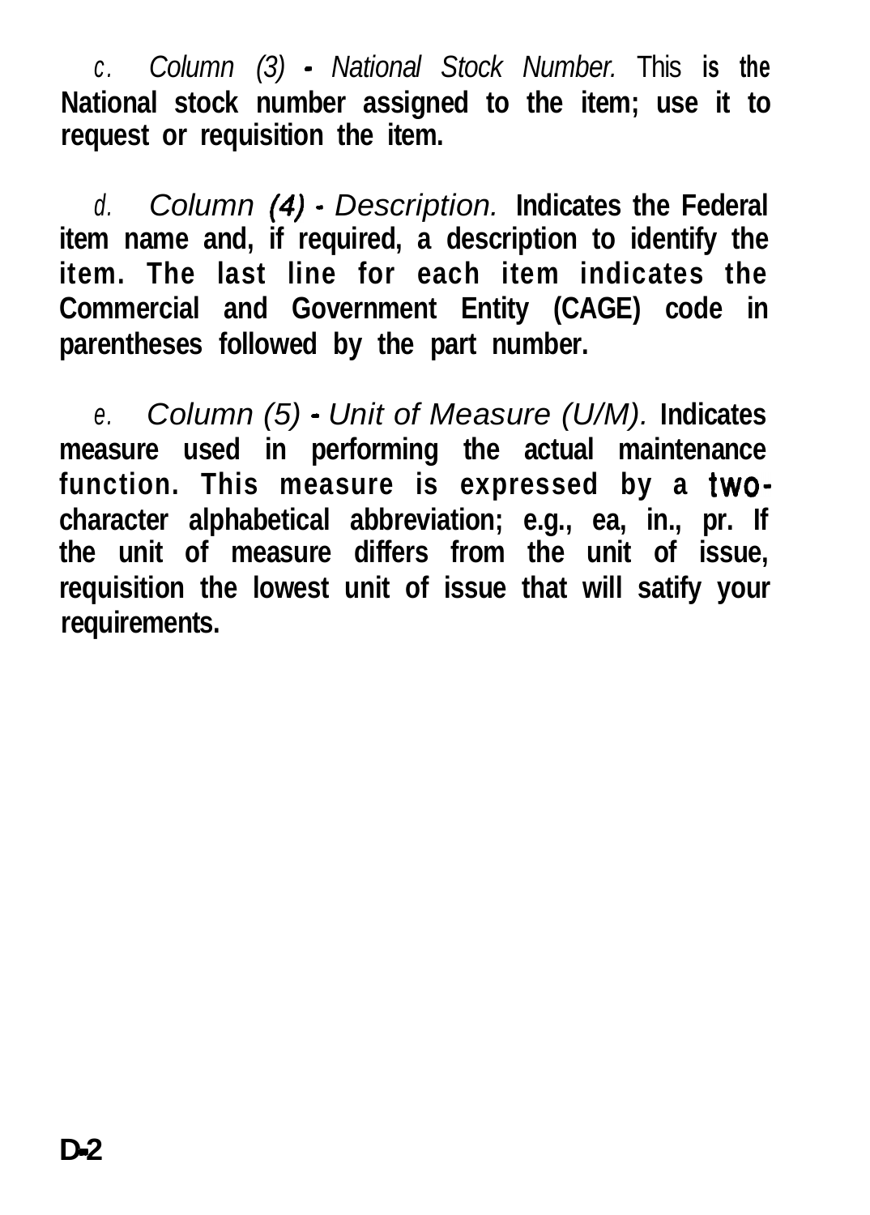c. *Column (3) - National Stock Number.* This is the National stock number assigned to the item; use it to request or requisition the item.

d. *Column (4) - Description.* Indicates the Federal item name and, if required, a description to identify the item. The last line for each item indicates the Commercial and Government Entity (CAGE) code in parentheses followed by the part number.

e. *Column (5) - Unit of Measure (U/M).* Indicates measure used in performing the actual maintenance function. This measure is expressed by a two-character alphabetical abbreviation; e.g., ea, in., pr. If the unit of measure differs from the unit of issue, requisition the lowest unit of issue that will satify your requirements.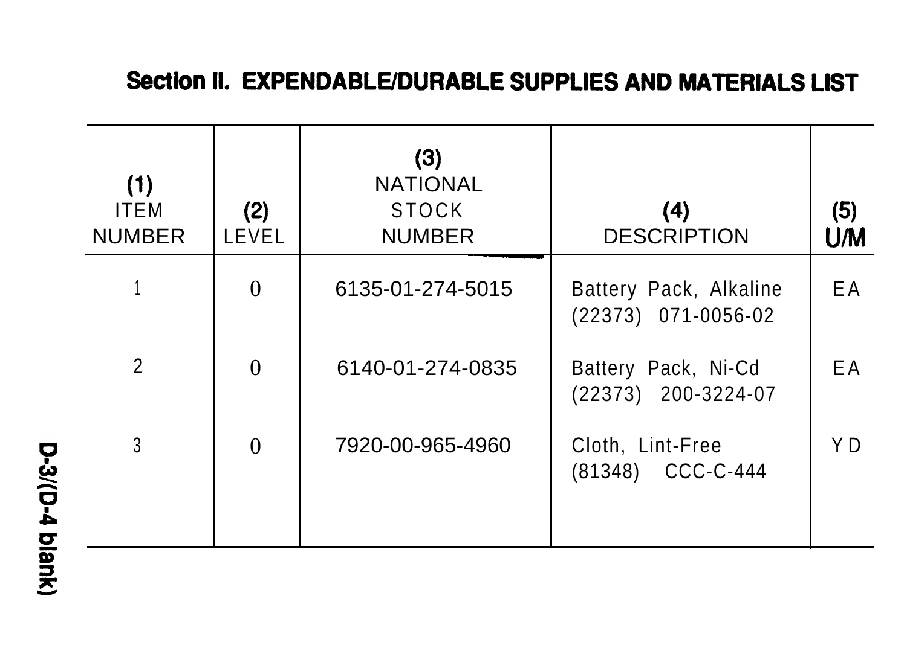## Section II. EXPENDABLE/DURABLE SUPPLIES AND MATERIALS LIST

| (1) ITEM NUMBER | (2) LEVEL | (3) NATIONAL STOCK NUMBER | (4) DESCRIPTION | (5) U/M |
|---|---|---|---|---|
| 1 | 0 | 6135-01-274-5015 | Battery Pack, Alkaline (22373) 071-0056-02 | EA |
| 2 | 0 | 6140-01-274-0835 | Battery Pack, Ni-Cd (22373) 200-3224-07 | EA |
| 3 | 0 | 7920-00-965-4960 | Cloth, Lint-Free (81348) CCC-C-444 | YD |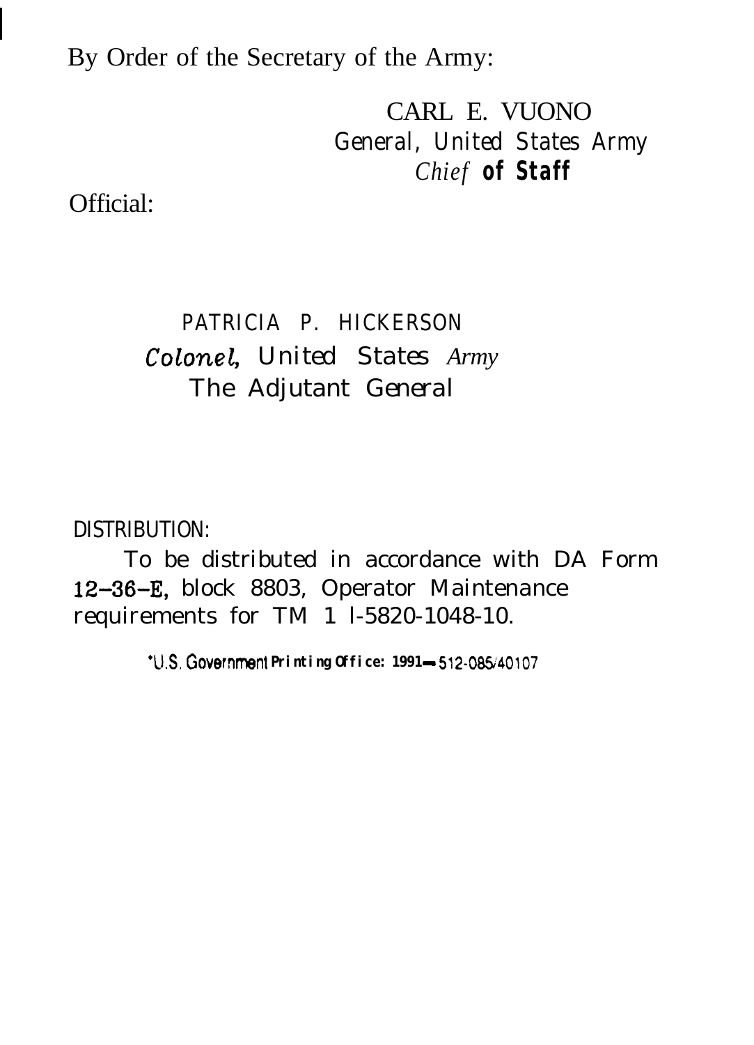By Order of the Secretary of the Army:

CARL E. VUONO
*General, United States Army*
*Chief* ***of Staff***

Official:

PATRICIA P. HICKERSON
*Colonel*, United States *Army*
The Adjutant General

DISTRIBUTION:

To be distributed in accordance with DA Form 12-36-E, block 8803, Operator Maintenance requirements for TM 1 l-5820-1048-10.

*U.S. Government **Printing Office: 1991**— 512-085/40107